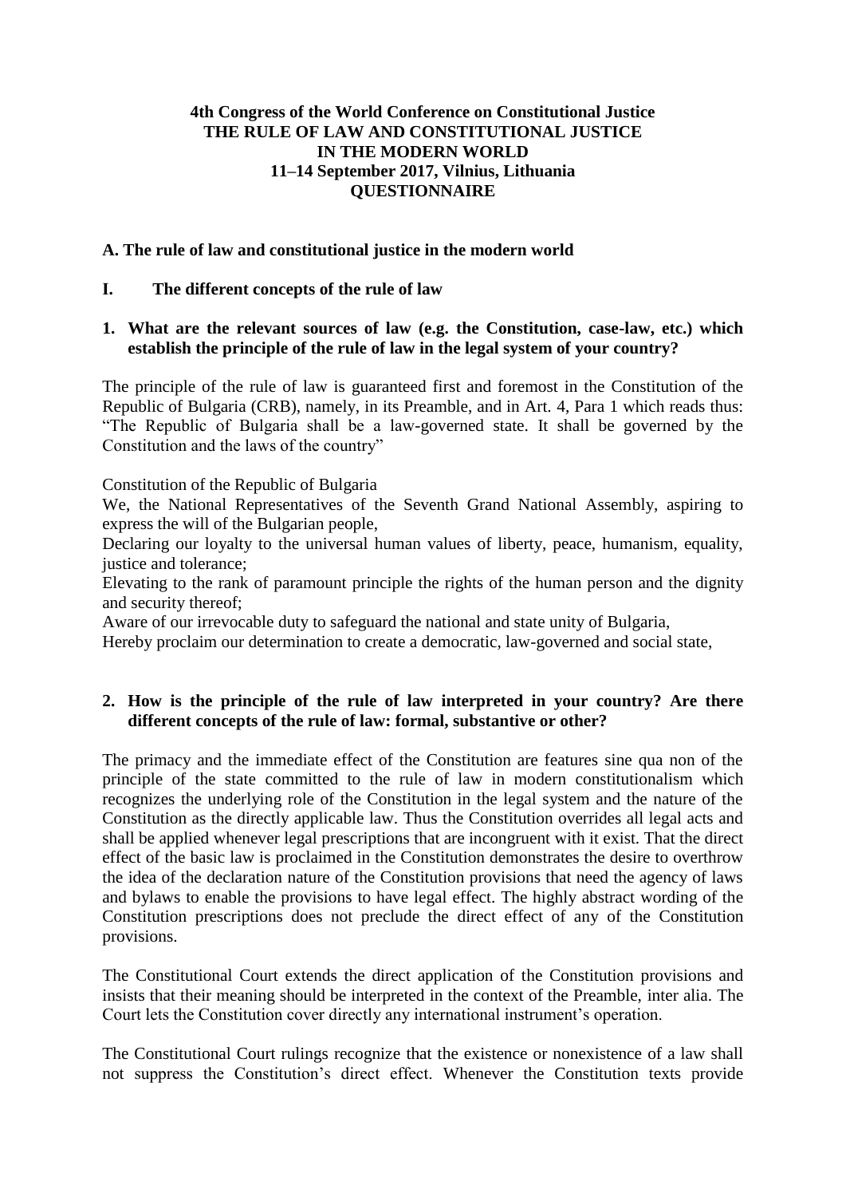**4th Congress of the World Conference on Constitutional Justice**
**THE RULE OF LAW AND CONSTITUTIONAL JUSTICE**
**IN THE MODERN WORLD**
**11–14 September 2017, Vilnius, Lithuania**
**QUESTIONNAIRE**

## A. The rule of law and constitutional justice in the modern world

### I. The different concepts of the rule of law

**1. What are the relevant sources of law (e.g. the Constitution, case-law, etc.) which establish the principle of the rule of law in the legal system of your country?**

The principle of the rule of law is guaranteed first and foremost in the Constitution of the Republic of Bulgaria (CRB), namely, in its Preamble, and in Art. 4, Para 1 which reads thus: "The Republic of Bulgaria shall be a law-governed state. It shall be governed by the Constitution and the laws of the country"

Constitution of the Republic of Bulgaria

We, the National Representatives of the Seventh Grand National Assembly, aspiring to express the will of the Bulgarian people,

Declaring our loyalty to the universal human values of liberty, peace, humanism, equality, justice and tolerance;

Elevating to the rank of paramount principle the rights of the human person and the dignity and security thereof;

Aware of our irrevocable duty to safeguard the national and state unity of Bulgaria,

Hereby proclaim our determination to create a democratic, law-governed and social state,

**2. How is the principle of the rule of law interpreted in your country? Are there different concepts of the rule of law: formal, substantive or other?**

The primacy and the immediate effect of the Constitution are features sine qua non of the principle of the state committed to the rule of law in modern constitutionalism which recognizes the underlying role of the Constitution in the legal system and the nature of the Constitution as the directly applicable law. Thus the Constitution overrides all legal acts and shall be applied whenever legal prescriptions that are incongruent with it exist. That the direct effect of the basic law is proclaimed in the Constitution demonstrates the desire to overthrow the idea of the declaration nature of the Constitution provisions that need the agency of laws and bylaws to enable the provisions to have legal effect. The highly abstract wording of the Constitution prescriptions does not preclude the direct effect of any of the Constitution provisions.

The Constitutional Court extends the direct application of the Constitution provisions and insists that their meaning should be interpreted in the context of the Preamble, inter alia. The Court lets the Constitution cover directly any international instrument's operation.

The Constitutional Court rulings recognize that the existence or nonexistence of a law shall not suppress the Constitution's direct effect. Whenever the Constitution texts provide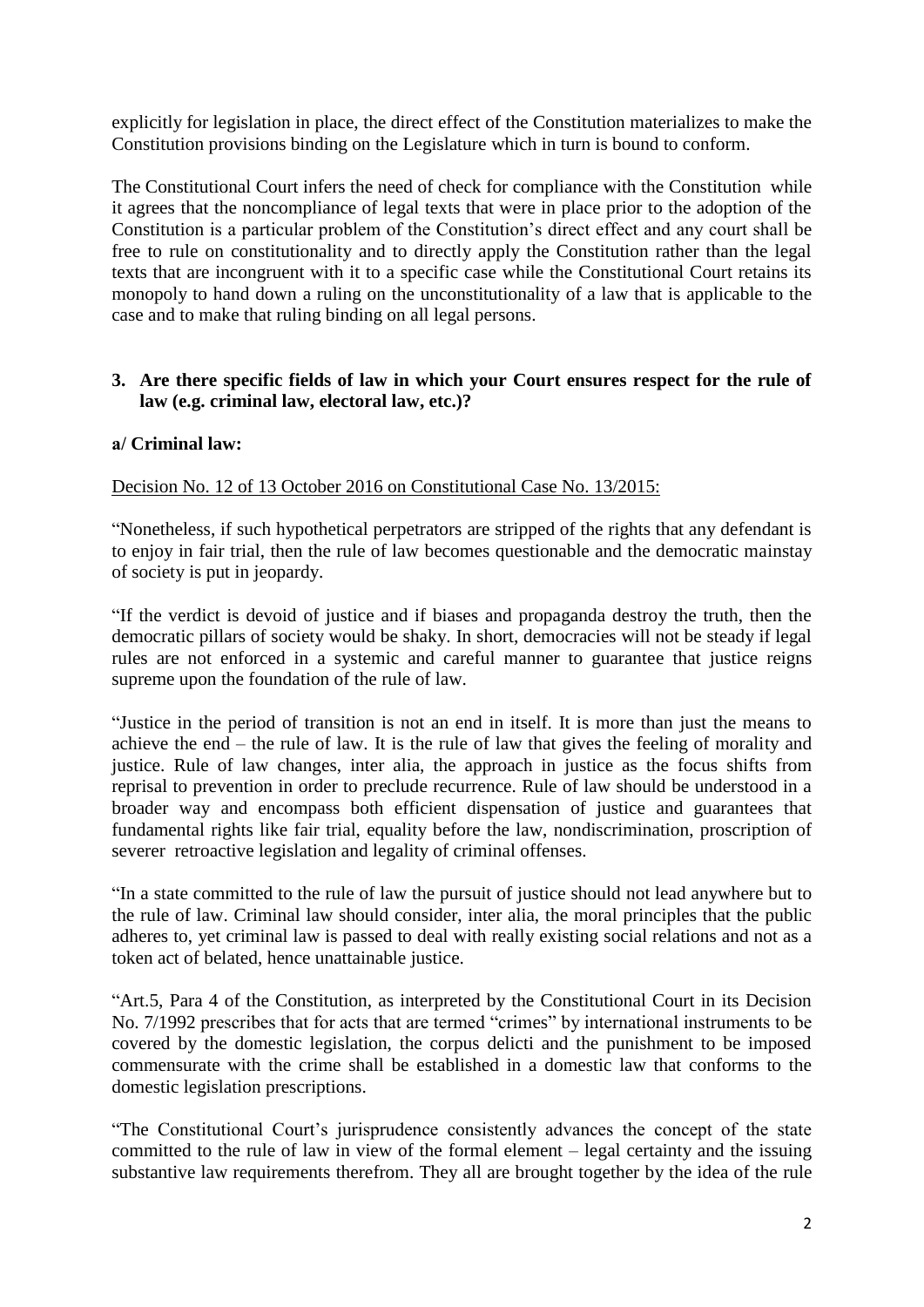explicitly for legislation in place, the direct effect of the Constitution materializes to make the Constitution provisions binding on the Legislature which in turn is bound to conform.

The Constitutional Court infers the need of check for compliance with the Constitution while it agrees that the noncompliance of legal texts that were in place prior to the adoption of the Constitution is a particular problem of the Constitution's direct effect and any court shall be free to rule on constitutionality and to directly apply the Constitution rather than the legal texts that are incongruent with it to a specific case while the Constitutional Court retains its monopoly to hand down a ruling on the unconstitutionality of a law that is applicable to the case and to make that ruling binding on all legal persons.

### 3. Are there specific fields of law in which your Court ensures respect for the rule of law (e.g. criminal law, electoral law, etc.)?

#### a/ Criminal law:

Decision No. 12 of 13 October 2016 on Constitutional Case No. 13/2015:

"Nonetheless, if such hypothetical perpetrators are stripped of the rights that any defendant is to enjoy in fair trial, then the rule of law becomes questionable and the democratic mainstay of society is put in jeopardy.

"If the verdict is devoid of justice and if biases and propaganda destroy the truth, then the democratic pillars of society would be shaky. In short, democracies will not be steady if legal rules are not enforced in a systemic and careful manner to guarantee that justice reigns supreme upon the foundation of the rule of law.

"Justice in the period of transition is not an end in itself. It is more than just the means to achieve the end – the rule of law. It is the rule of law that gives the feeling of morality and justice. Rule of law changes, inter alia, the approach in justice as the focus shifts from reprisal to prevention in order to preclude recurrence. Rule of law should be understood in a broader way and encompass both efficient dispensation of justice and guarantees that fundamental rights like fair trial, equality before the law, nondiscrimination, proscription of severer retroactive legislation and legality of criminal offenses.

"In a state committed to the rule of law the pursuit of justice should not lead anywhere but to the rule of law. Criminal law should consider, inter alia, the moral principles that the public adheres to, yet criminal law is passed to deal with really existing social relations and not as a token act of belated, hence unattainable justice.

"Art.5, Para 4 of the Constitution, as interpreted by the Constitutional Court in its Decision No. 7/1992 prescribes that for acts that are termed "crimes" by international instruments to be covered by the domestic legislation, the corpus delicti and the punishment to be imposed commensurate with the crime shall be established in a domestic law that conforms to the domestic legislation prescriptions.

"The Constitutional Court's jurisprudence consistently advances the concept of the state committed to the rule of law in view of the formal element – legal certainty and the issuing substantive law requirements therefrom. They all are brought together by the idea of the rule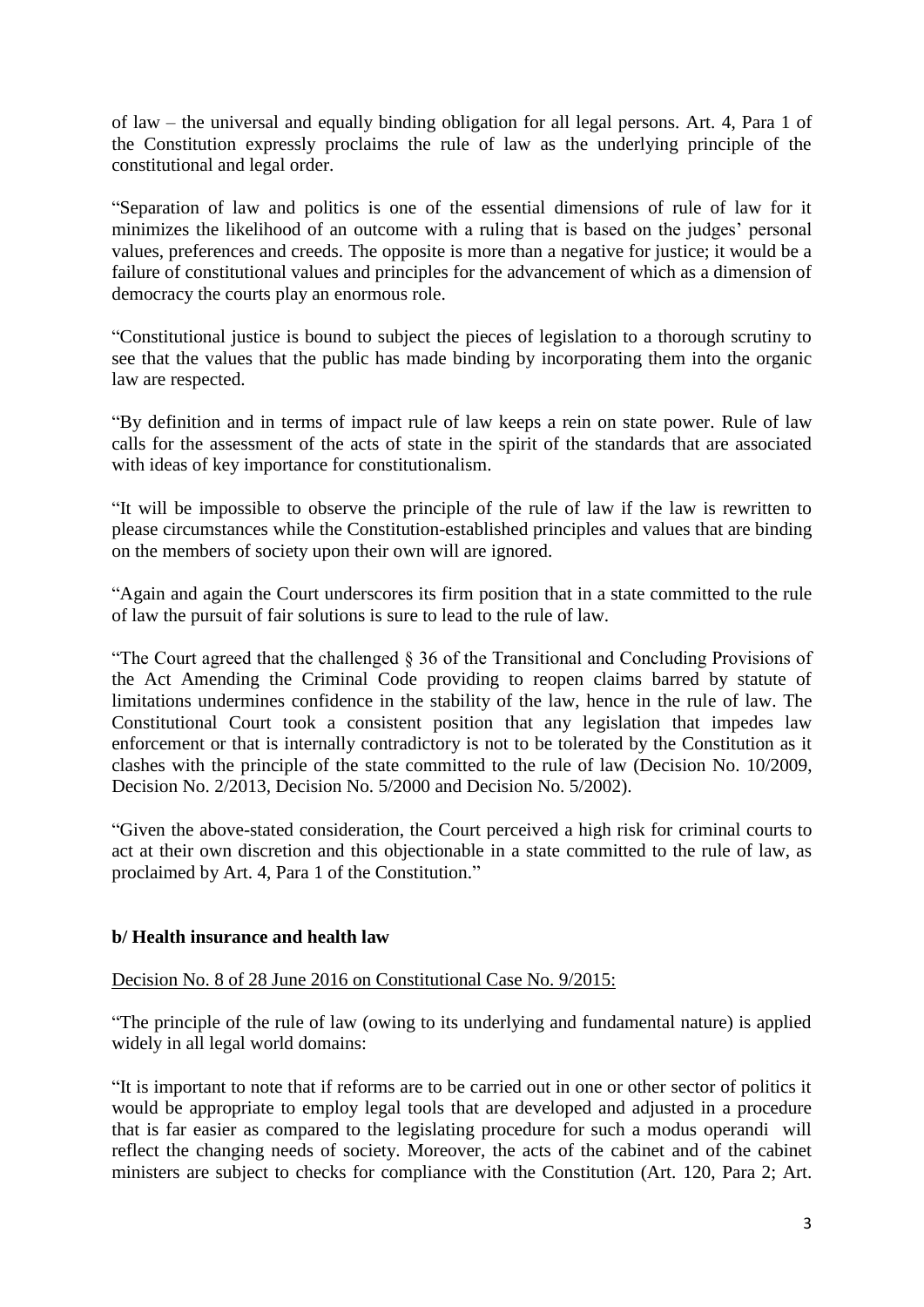of law – the universal and equally binding obligation for all legal persons. Art. 4, Para 1 of the Constitution expressly proclaims the rule of law as the underlying principle of the constitutional and legal order.

"Separation of law and politics is one of the essential dimensions of rule of law for it minimizes the likelihood of an outcome with a ruling that is based on the judges' personal values, preferences and creeds. The opposite is more than a negative for justice; it would be a failure of constitutional values and principles for the advancement of which as a dimension of democracy the courts play an enormous role.

"Constitutional justice is bound to subject the pieces of legislation to a thorough scrutiny to see that the values that the public has made binding by incorporating them into the organic law are respected.

"By definition and in terms of impact rule of law keeps a rein on state power. Rule of law calls for the assessment of the acts of state in the spirit of the standards that are associated with ideas of key importance for constitutionalism.

"It will be impossible to observe the principle of the rule of law if the law is rewritten to please circumstances while the Constitution-established principles and values that are binding on the members of society upon their own will are ignored.

"Again and again the Court underscores its firm position that in a state committed to the rule of law the pursuit of fair solutions is sure to lead to the rule of law.

"The Court agreed that the challenged § 36 of the Transitional and Concluding Provisions of the Act Amending the Criminal Code providing to reopen claims barred by statute of limitations undermines confidence in the stability of the law, hence in the rule of law. The Constitutional Court took a consistent position that any legislation that impedes law enforcement or that is internally contradictory is not to be tolerated by the Constitution as it clashes with the principle of the state committed to the rule of law (Decision No. 10/2009, Decision No. 2/2013, Decision No. 5/2000 and Decision No. 5/2002).

"Given the above-stated consideration, the Court perceived a high risk for criminal courts to act at their own discretion and this objectionable in a state committed to the rule of law, as proclaimed by Art. 4, Para 1 of the Constitution."

### b/ Health insurance and health law

Decision No. 8 of 28 June 2016 on Constitutional Case No. 9/2015:

"The principle of the rule of law (owing to its underlying and fundamental nature) is applied widely in all legal world domains:

"It is important to note that if reforms are to be carried out in one or other sector of politics it would be appropriate to employ legal tools that are developed and adjusted in a procedure that is far easier as compared to the legislating procedure for such a modus operandi will reflect the changing needs of society. Moreover, the acts of the cabinet and of the cabinet ministers are subject to checks for compliance with the Constitution (Art. 120, Para 2; Art.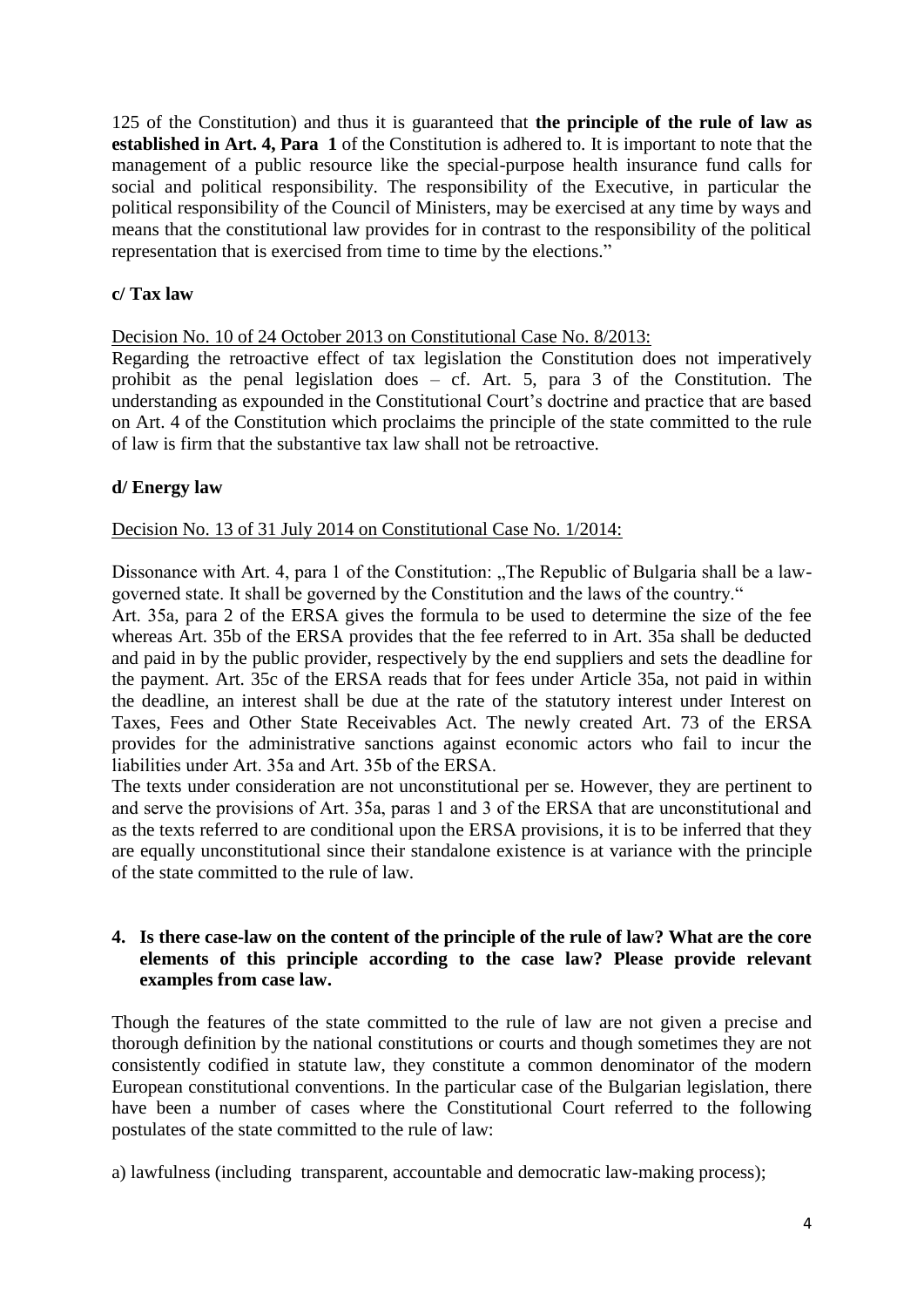125 of the Constitution) and thus it is guaranteed that **the principle of the rule of law as established in Art. 4, Para 1** of the Constitution is adhered to. It is important to note that the management of a public resource like the special-purpose health insurance fund calls for social and political responsibility. The responsibility of the Executive, in particular the political responsibility of the Council of Ministers, may be exercised at any time by ways and means that the constitutional law provides for in contrast to the responsibility of the political representation that is exercised from time to time by the elections."

**c/ Tax law**

Decision No. 10 of 24 October 2013 on Constitutional Case No. 8/2013:

Regarding the retroactive effect of tax legislation the Constitution does not imperatively prohibit as the penal legislation does – cf. Art. 5, para 3 of the Constitution. The understanding as expounded in the Constitutional Court's doctrine and practice that are based on Art. 4 of the Constitution which proclaims the principle of the state committed to the rule of law is firm that the substantive tax law shall not be retroactive.

**d/ Energy law**

Decision No. 13 of 31 July 2014 on Constitutional Case No. 1/2014:

Dissonance with Art. 4, para 1 of the Constitution: „The Republic of Bulgaria shall be a law-governed state. It shall be governed by the Constitution and the laws of the country."

Art. 35a, para 2 of the ERSA gives the formula to be used to determine the size of the fee whereas Art. 35b of the ERSA provides that the fee referred to in Art. 35a shall be deducted and paid in by the public provider, respectively by the end suppliers and sets the deadline for the payment. Art. 35c of the ERSA reads that for fees under Article 35a, not paid in within the deadline, an interest shall be due at the rate of the statutory interest under Interest on Taxes, Fees and Other State Receivables Act. The newly created Art. 73 of the ERSA provides for the administrative sanctions against economic actors who fail to incur the liabilities under Art. 35a and Art. 35b of the ERSA.

The texts under consideration are not unconstitutional per se. However, they are pertinent to and serve the provisions of Art. 35a, paras 1 and 3 of the ERSA that are unconstitutional and as the texts referred to are conditional upon the ERSA provisions, it is to be inferred that they are equally unconstitutional since their standalone existence is at variance with the principle of the state committed to the rule of law.

**4. Is there case-law on the content of the principle of the rule of law? What are the core elements of this principle according to the case law? Please provide relevant examples from case law.**

Though the features of the state committed to the rule of law are not given a precise and thorough definition by the national constitutions or courts and though sometimes they are not consistently codified in statute law, they constitute a common denominator of the modern European constitutional conventions. In the particular case of the Bulgarian legislation, there have been a number of cases where the Constitutional Court referred to the following postulates of the state committed to the rule of law:

a) lawfulness (including transparent, accountable and democratic law-making process);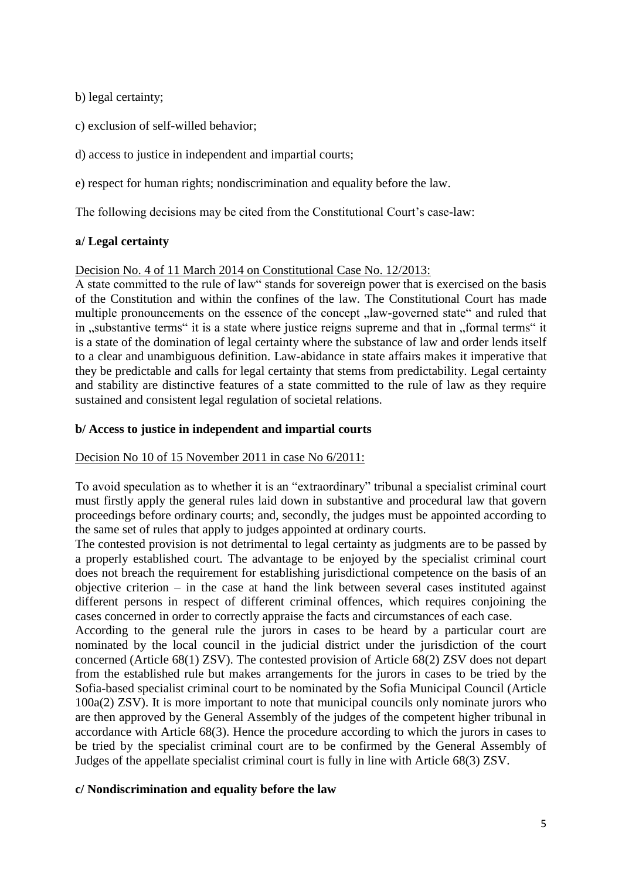b) legal certainty;

c) exclusion of self-willed behavior;

d) access to justice in independent and impartial courts;

e) respect for human rights; nondiscrimination and equality before the law.

The following decisions may be cited from the Constitutional Court's case-law:

**a/ Legal certainty**

Decision No. 4 of 11 March 2014 on Constitutional Case No. 12/2013:

A state committed to the rule of law" stands for sovereign power that is exercised on the basis of the Constitution and within the confines of the law. The Constitutional Court has made multiple pronouncements on the essence of the concept „law-governed state" and ruled that in „substantive terms" it is a state where justice reigns supreme and that in „formal terms" it is a state of the domination of legal certainty where the substance of law and order lends itself to a clear and unambiguous definition. Law-abidance in state affairs makes it imperative that they be predictable and calls for legal certainty that stems from predictability. Legal certainty and stability are distinctive features of a state committed to the rule of law as they require sustained and consistent legal regulation of societal relations.

**b/ Access to justice in independent and impartial courts**

Decision No 10 of 15 November 2011 in case No 6/2011:

To avoid speculation as to whether it is an "extraordinary" tribunal a specialist criminal court must firstly apply the general rules laid down in substantive and procedural law that govern proceedings before ordinary courts; and, secondly, the judges must be appointed according to the same set of rules that apply to judges appointed at ordinary courts.

The contested provision is not detrimental to legal certainty as judgments are to be passed by a properly established court. The advantage to be enjoyed by the specialist criminal court does not breach the requirement for establishing jurisdictional competence on the basis of an objective criterion – in the case at hand the link between several cases instituted against different persons in respect of different criminal offences, which requires conjoining the cases concerned in order to correctly appraise the facts and circumstances of each case.

According to the general rule the jurors in cases to be heard by a particular court are nominated by the local council in the judicial district under the jurisdiction of the court concerned (Article 68(1) ZSV). The contested provision of Article 68(2) ZSV does not depart from the established rule but makes arrangements for the jurors in cases to be tried by the Sofia-based specialist criminal court to be nominated by the Sofia Municipal Council (Article 100a(2) ZSV). It is more important to note that municipal councils only nominate jurors who are then approved by the General Assembly of the judges of the competent higher tribunal in accordance with Article 68(3). Hence the procedure according to which the jurors in cases to be tried by the specialist criminal court are to be confirmed by the General Assembly of Judges of the appellate specialist criminal court is fully in line with Article 68(3) ZSV.

**c/ Nondiscrimination and equality before the law**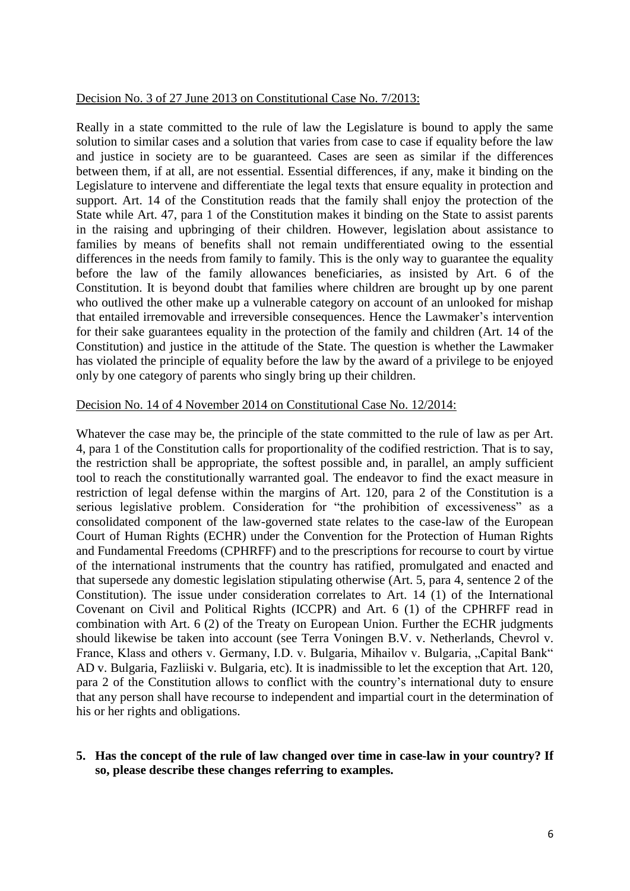Decision No. 3 of 27 June 2013 on Constitutional Case No. 7/2013:

Really in a state committed to the rule of law the Legislature is bound to apply the same solution to similar cases and a solution that varies from case to case if equality before the law and justice in society are to be guaranteed. Cases are seen as similar if the differences between them, if at all, are not essential. Essential differences, if any, make it binding on the Legislature to intervene and differentiate the legal texts that ensure equality in protection and support. Art. 14 of the Constitution reads that the family shall enjoy the protection of the State while Art. 47, para 1 of the Constitution makes it binding on the State to assist parents in the raising and upbringing of their children. However, legislation about assistance to families by means of benefits shall not remain undifferentiated owing to the essential differences in the needs from family to family. This is the only way to guarantee the equality before the law of the family allowances beneficiaries, as insisted by Art. 6 of the Constitution. It is beyond doubt that families where children are brought up by one parent who outlived the other make up a vulnerable category on account of an unlooked for mishap that entailed irremovable and irreversible consequences. Hence the Lawmaker's intervention for their sake guarantees equality in the protection of the family and children (Art. 14 of the Constitution) and justice in the attitude of the State. The question is whether the Lawmaker has violated the principle of equality before the law by the award of a privilege to be enjoyed only by one category of parents who singly bring up their children.

Decision No. 14 of 4 November 2014 on Constitutional Case No. 12/2014:

Whatever the case may be, the principle of the state committed to the rule of law as per Art. 4, para 1 of the Constitution calls for proportionality of the codified restriction. That is to say, the restriction shall be appropriate, the softest possible and, in parallel, an amply sufficient tool to reach the constitutionally warranted goal. The endeavor to find the exact measure in restriction of legal defense within the margins of Art. 120, para 2 of the Constitution is a serious legislative problem. Consideration for "the prohibition of excessiveness" as a consolidated component of the law-governed state relates to the case-law of the European Court of Human Rights (ECHR) under the Convention for the Protection of Human Rights and Fundamental Freedoms (CPHRFF) and to the prescriptions for recourse to court by virtue of the international instruments that the country has ratified, promulgated and enacted and that supersede any domestic legislation stipulating otherwise (Art. 5, para 4, sentence 2 of the Constitution). The issue under consideration correlates to Art. 14 (1) of the International Covenant on Civil and Political Rights (ICCPR) and Art. 6 (1) of the CPHRFF read in combination with Art. 6 (2) of the Treaty on European Union. Further the ECHR judgments should likewise be taken into account (see Terra Voningen B.V. v. Netherlands, Chevrol v. France, Klass and others v. Germany, I.D. v. Bulgaria, Mihailov v. Bulgaria, „Capital Bank" AD v. Bulgaria, Fazliiski v. Bulgaria, etc). It is inadmissible to let the exception that Art. 120, para 2 of the Constitution allows to conflict with the country's international duty to ensure that any person shall have recourse to independent and impartial court in the determination of his or her rights and obligations.

**5. Has the concept of the rule of law changed over time in case-law in your country? If so, please describe these changes referring to examples.**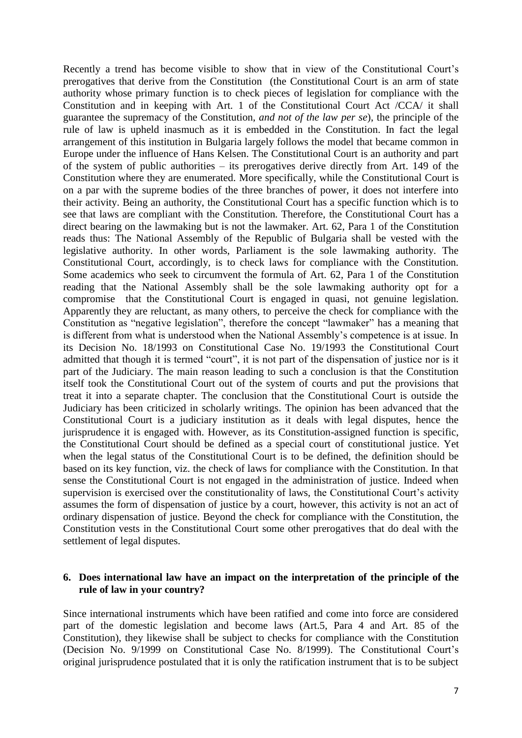Recently a trend has become visible to show that in view of the Constitutional Court's prerogatives that derive from the Constitution (the Constitutional Court is an arm of state authority whose primary function is to check pieces of legislation for compliance with the Constitution and in keeping with Art. 1 of the Constitutional Court Act /CCA/ it shall guarantee the supremacy of the Constitution, *and not of the law per se*), the principle of the rule of law is upheld inasmuch as it is embedded in the Constitution. In fact the legal arrangement of this institution in Bulgaria largely follows the model that became common in Europe under the influence of Hans Kelsen. The Constitutional Court is an authority and part of the system of public authorities – its prerogatives derive directly from Art. 149 of the Constitution where they are enumerated. More specifically, while the Constitutional Court is on a par with the supreme bodies of the three branches of power, it does not interfere into their activity. Being an authority, the Constitutional Court has a specific function which is to see that laws are compliant with the Constitution. Therefore, the Constitutional Court has a direct bearing on the lawmaking but is not the lawmaker. Art. 62, Para 1 of the Constitution reads thus: The National Assembly of the Republic of Bulgaria shall be vested with the legislative authority. In other words, Parliament is the sole lawmaking authority. The Constitutional Court, accordingly, is to check laws for compliance with the Constitution. Some academics who seek to circumvent the formula of Art. 62, Para 1 of the Constitution reading that the National Assembly shall be the sole lawmaking authority opt for a compromise that the Constitutional Court is engaged in quasi, not genuine legislation. Apparently they are reluctant, as many others, to perceive the check for compliance with the Constitution as "negative legislation", therefore the concept "lawmaker" has a meaning that is different from what is understood when the National Assembly's competence is at issue. In its Decision No. 18/1993 on Constitutional Case No. 19/1993 the Constitutional Court admitted that though it is termed "court", it is not part of the dispensation of justice nor is it part of the Judiciary. The main reason leading to such a conclusion is that the Constitution itself took the Constitutional Court out of the system of courts and put the provisions that treat it into a separate chapter. The conclusion that the Constitutional Court is outside the Judiciary has been criticized in scholarly writings. The opinion has been advanced that the Constitutional Court is a judiciary institution as it deals with legal disputes, hence the jurisprudence it is engaged with. However, as its Constitution-assigned function is specific, the Constitutional Court should be defined as a special court of constitutional justice. Yet when the legal status of the Constitutional Court is to be defined, the definition should be based on its key function, viz. the check of laws for compliance with the Constitution. In that sense the Constitutional Court is not engaged in the administration of justice. Indeed when supervision is exercised over the constitutionality of laws, the Constitutional Court's activity assumes the form of dispensation of justice by a court, however, this activity is not an act of ordinary dispensation of justice. Beyond the check for compliance with the Constitution, the Constitution vests in the Constitutional Court some other prerogatives that do deal with the settlement of legal disputes.

**6. Does international law have an impact on the interpretation of the principle of the rule of law in your country?**

Since international instruments which have been ratified and come into force are considered part of the domestic legislation and become laws (Art.5, Para 4 and Art. 85 of the Constitution), they likewise shall be subject to checks for compliance with the Constitution (Decision No. 9/1999 on Constitutional Case No. 8/1999). The Constitutional Court's original jurisprudence postulated that it is only the ratification instrument that is to be subject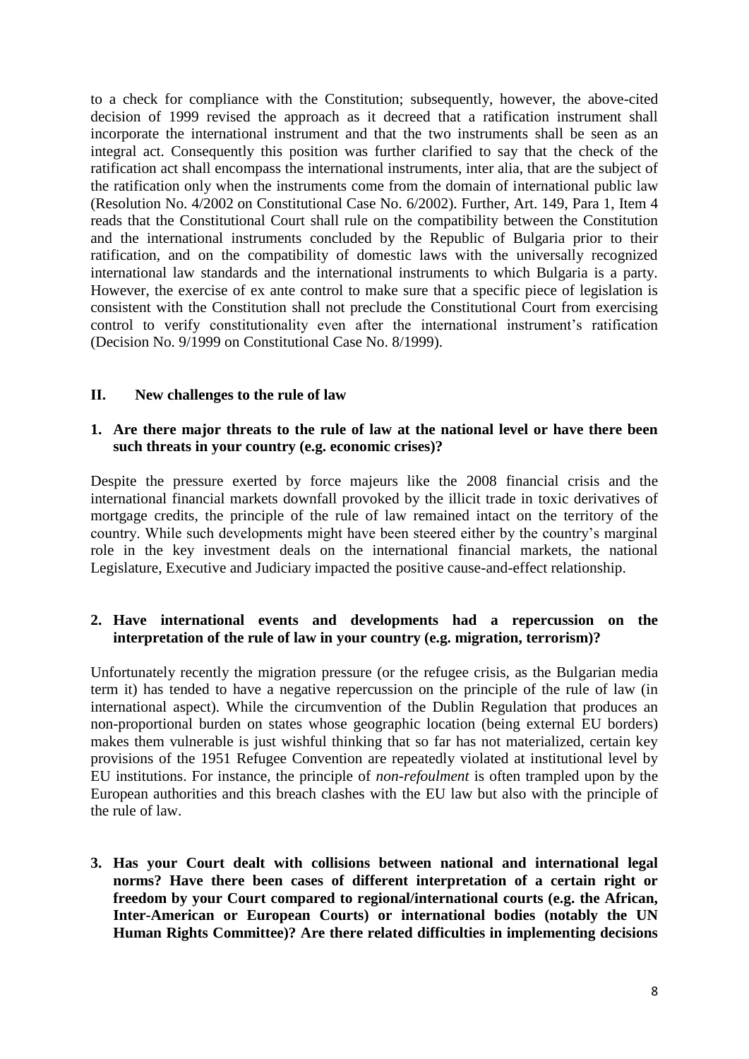to a check for compliance with the Constitution; subsequently, however, the above-cited decision of 1999 revised the approach as it decreed that a ratification instrument shall incorporate the international instrument and that the two instruments shall be seen as an integral act. Consequently this position was further clarified to say that the check of the ratification act shall encompass the international instruments, inter alia, that are the subject of the ratification only when the instruments come from the domain of international public law (Resolution No. 4/2002 on Constitutional Case No. 6/2002). Further, Art. 149, Para 1, Item 4 reads that the Constitutional Court shall rule on the compatibility between the Constitution and the international instruments concluded by the Republic of Bulgaria prior to their ratification, and on the compatibility of domestic laws with the universally recognized international law standards and the international instruments to which Bulgaria is a party. However, the exercise of ex ante control to make sure that a specific piece of legislation is consistent with the Constitution shall not preclude the Constitutional Court from exercising control to verify constitutionality even after the international instrument's ratification (Decision No. 9/1999 on Constitutional Case No. 8/1999).

## II. New challenges to the rule of law

**1. Are there major threats to the rule of law at the national level or have there been such threats in your country (e.g. economic crises)?**

Despite the pressure exerted by force majeurs like the 2008 financial crisis and the international financial markets downfall provoked by the illicit trade in toxic derivatives of mortgage credits, the principle of the rule of law remained intact on the territory of the country. While such developments might have been steered either by the country's marginal role in the key investment deals on the international financial markets, the national Legislature, Executive and Judiciary impacted the positive cause-and-effect relationship.

**2. Have international events and developments had a repercussion on the interpretation of the rule of law in your country (e.g. migration, terrorism)?**

Unfortunately recently the migration pressure (or the refugee crisis, as the Bulgarian media term it) has tended to have a negative repercussion on the principle of the rule of law (in international aspect). While the circumvention of the Dublin Regulation that produces an non-proportional burden on states whose geographic location (being external EU borders) makes them vulnerable is just wishful thinking that so far has not materialized, certain key provisions of the 1951 Refugee Convention are repeatedly violated at institutional level by EU institutions. For instance, the principle of *non-refoulment* is often trampled upon by the European authorities and this breach clashes with the EU law but also with the principle of the rule of law.

**3. Has your Court dealt with collisions between national and international legal norms? Have there been cases of different interpretation of a certain right or freedom by your Court compared to regional/international courts (e.g. the African, Inter-American or European Courts) or international bodies (notably the UN Human Rights Committee)? Are there related difficulties in implementing decisions**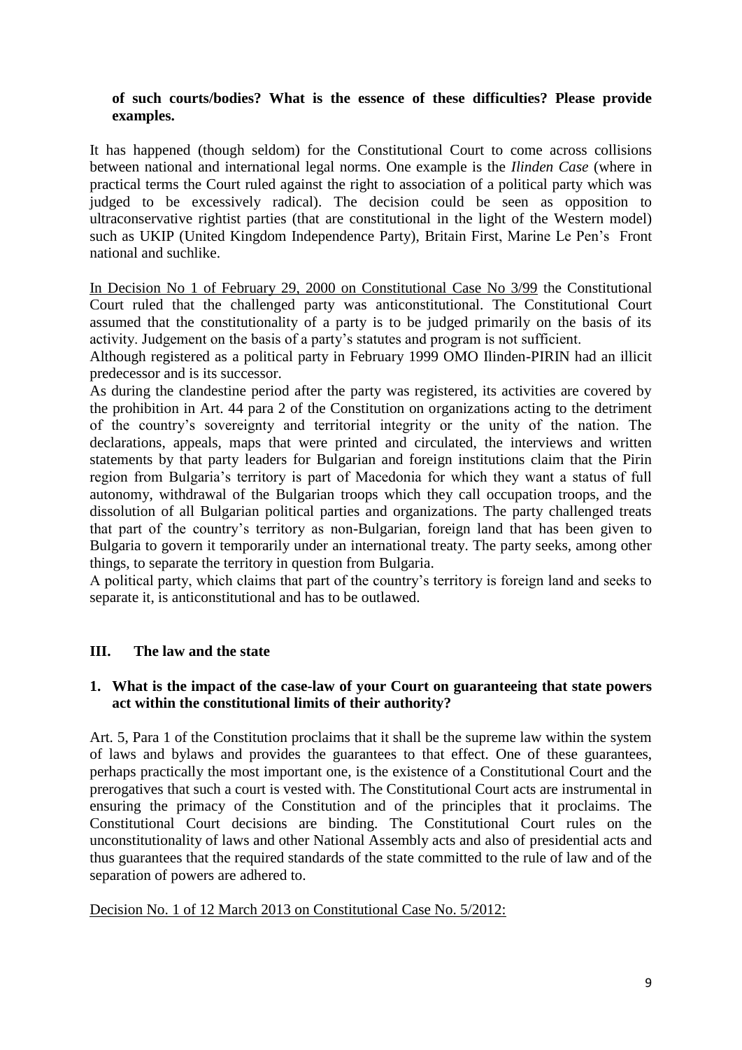**of such courts/bodies? What is the essence of these difficulties? Please provide examples.**

It has happened (though seldom) for the Constitutional Court to come across collisions between national and international legal norms. One example is the *Ilinden Case* (where in practical terms the Court ruled against the right to association of a political party which was judged to be excessively radical). The decision could be seen as opposition to ultraconservative rightist parties (that are constitutional in the light of the Western model) such as UKIP (United Kingdom Independence Party), Britain First, Marine Le Pen's Front national and suchlike.

In Decision No 1 of February 29, 2000 on Constitutional Case No 3/99 the Constitutional Court ruled that the challenged party was anticonstitutional. The Constitutional Court assumed that the constitutionality of a party is to be judged primarily on the basis of its activity. Judgement on the basis of a party's statutes and program is not sufficient.

Although registered as a political party in February 1999 OMO Ilinden-PIRIN had an illicit predecessor and is its successor.

As during the clandestine period after the party was registered, its activities are covered by the prohibition in Art. 44 para 2 of the Constitution on organizations acting to the detriment of the country's sovereignty and territorial integrity or the unity of the nation. The declarations, appeals, maps that were printed and circulated, the interviews and written statements by that party leaders for Bulgarian and foreign institutions claim that the Pirin region from Bulgaria's territory is part of Macedonia for which they want a status of full autonomy, withdrawal of the Bulgarian troops which they call occupation troops, and the dissolution of all Bulgarian political parties and organizations. The party challenged treats that part of the country's territory as non-Bulgarian, foreign land that has been given to Bulgaria to govern it temporarily under an international treaty. The party seeks, among other things, to separate the territory in question from Bulgaria.

A political party, which claims that part of the country's territory is foreign land and seeks to separate it, is anticonstitutional and has to be outlawed.

## III. The law and the state

**1. What is the impact of the case-law of your Court on guaranteeing that state powers act within the constitutional limits of their authority?**

Art. 5, Para 1 of the Constitution proclaims that it shall be the supreme law within the system of laws and bylaws and provides the guarantees to that effect. One of these guarantees, perhaps practically the most important one, is the existence of a Constitutional Court and the prerogatives that such a court is vested with. The Constitutional Court acts are instrumental in ensuring the primacy of the Constitution and of the principles that it proclaims. The Constitutional Court decisions are binding. The Constitutional Court rules on the unconstitutionality of laws and other National Assembly acts and also of presidential acts and thus guarantees that the required standards of the state committed to the rule of law and of the separation of powers are adhered to.

Decision No. 1 of 12 March 2013 on Constitutional Case No. 5/2012: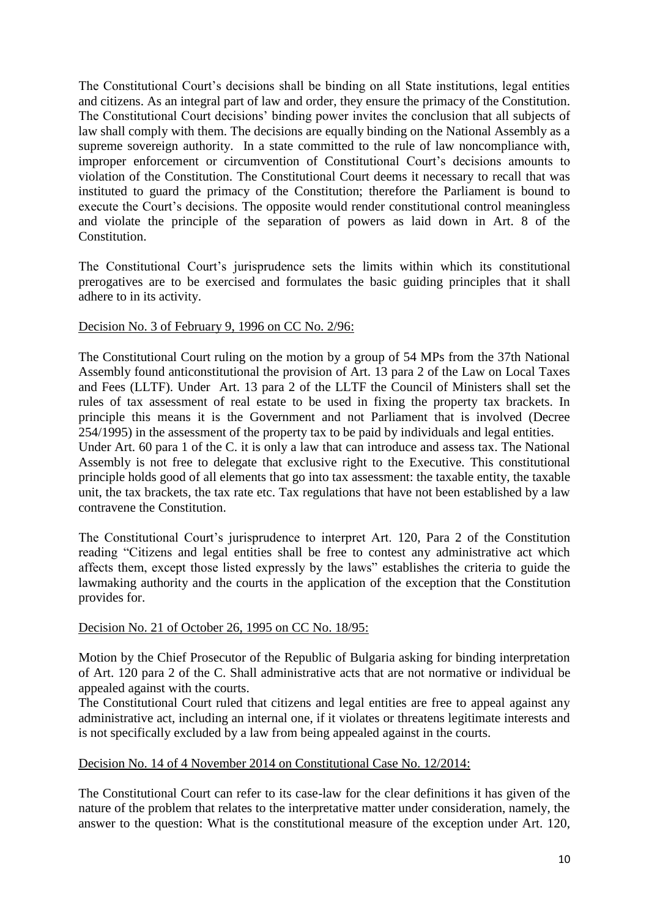The Constitutional Court's decisions shall be binding on all State institutions, legal entities and citizens. As an integral part of law and order, they ensure the primacy of the Constitution. The Constitutional Court decisions' binding power invites the conclusion that all subjects of law shall comply with them. The decisions are equally binding on the National Assembly as a supreme sovereign authority. In a state committed to the rule of law noncompliance with, improper enforcement or circumvention of Constitutional Court's decisions amounts to violation of the Constitution. The Constitutional Court deems it necessary to recall that was instituted to guard the primacy of the Constitution; therefore the Parliament is bound to execute the Court's decisions. The opposite would render constitutional control meaningless and violate the principle of the separation of powers as laid down in Art. 8 of the Constitution.

The Constitutional Court's jurisprudence sets the limits within which its constitutional prerogatives are to be exercised and formulates the basic guiding principles that it shall adhere to in its activity.

<u>Decision No. 3 of February 9, 1996 on CC No. 2/96:</u>

The Constitutional Court ruling on the motion by a group of 54 MPs from the 37th National Assembly found anticonstitutional the provision of Art. 13 para 2 of the Law on Local Taxes and Fees (LLTF). Under Art. 13 para 2 of the LLTF the Council of Ministers shall set the rules of tax assessment of real estate to be used in fixing the property tax brackets. In principle this means it is the Government and not Parliament that is involved (Decree 254/1995) in the assessment of the property tax to be paid by individuals and legal entities.
Under Art. 60 para 1 of the C. it is only a law that can introduce and assess tax. The National Assembly is not free to delegate that exclusive right to the Executive. This constitutional principle holds good of all elements that go into tax assessment: the taxable entity, the taxable unit, the tax brackets, the tax rate etc. Tax regulations that have not been established by a law contravene the Constitution.

The Constitutional Court's jurisprudence to interpret Art. 120, Para 2 of the Constitution reading "Citizens and legal entities shall be free to contest any administrative act which affects them, except those listed expressly by the laws" establishes the criteria to guide the lawmaking authority and the courts in the application of the exception that the Constitution provides for.

<u>Decision No. 21 of October 26, 1995 on CC No. 18/95:</u>

Motion by the Chief Prosecutor of the Republic of Bulgaria asking for binding interpretation of Art. 120 para 2 of the C. Shall administrative acts that are not normative or individual be appealed against with the courts.
The Constitutional Court ruled that citizens and legal entities are free to appeal against any administrative act, including an internal one, if it violates or threatens legitimate interests and is not specifically excluded by a law from being appealed against in the courts.

<u>Decision No. 14 of 4 November 2014 on Constitutional Case No. 12/2014:</u>

The Constitutional Court can refer to its case-law for the clear definitions it has given of the nature of the problem that relates to the interpretative matter under consideration, namely, the answer to the question: What is the constitutional measure of the exception under Art. 120,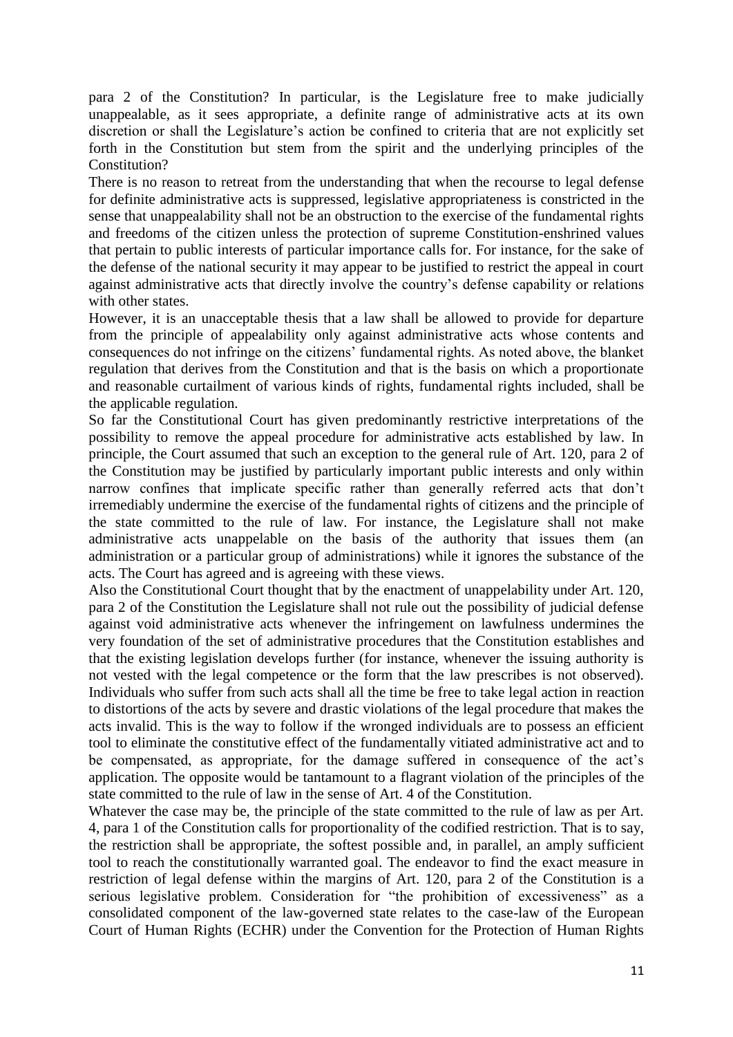para 2 of the Constitution? In particular, is the Legislature free to make judicially unappealable, as it sees appropriate, a definite range of administrative acts at its own discretion or shall the Legislature's action be confined to criteria that are not explicitly set forth in the Constitution but stem from the spirit and the underlying principles of the Constitution?

There is no reason to retreat from the understanding that when the recourse to legal defense for definite administrative acts is suppressed, legislative appropriateness is constricted in the sense that unappealability shall not be an obstruction to the exercise of the fundamental rights and freedoms of the citizen unless the protection of supreme Constitution-enshrined values that pertain to public interests of particular importance calls for. For instance, for the sake of the defense of the national security it may appear to be justified to restrict the appeal in court against administrative acts that directly involve the country's defense capability or relations with other states.

However, it is an unacceptable thesis that a law shall be allowed to provide for departure from the principle of appealability only against administrative acts whose contents and consequences do not infringe on the citizens' fundamental rights. As noted above, the blanket regulation that derives from the Constitution and that is the basis on which a proportionate and reasonable curtailment of various kinds of rights, fundamental rights included, shall be the applicable regulation.

So far the Constitutional Court has given predominantly restrictive interpretations of the possibility to remove the appeal procedure for administrative acts established by law. In principle, the Court assumed that such an exception to the general rule of Art. 120, para 2 of the Constitution may be justified by particularly important public interests and only within narrow confines that implicate specific rather than generally referred acts that don't irremediably undermine the exercise of the fundamental rights of citizens and the principle of the state committed to the rule of law. For instance, the Legislature shall not make administrative acts unappelable on the basis of the authority that issues them (an administration or a particular group of administrations) while it ignores the substance of the acts. The Court has agreed and is agreeing with these views.

Also the Constitutional Court thought that by the enactment of unappelability under Art. 120, para 2 of the Constitution the Legislature shall not rule out the possibility of judicial defense against void administrative acts whenever the infringement on lawfulness undermines the very foundation of the set of administrative procedures that the Constitution establishes and that the existing legislation develops further (for instance, whenever the issuing authority is not vested with the legal competence or the form that the law prescribes is not observed). Individuals who suffer from such acts shall all the time be free to take legal action in reaction to distortions of the acts by severe and drastic violations of the legal procedure that makes the acts invalid. This is the way to follow if the wronged individuals are to possess an efficient tool to eliminate the constitutive effect of the fundamentally vitiated administrative act and to be compensated, as appropriate, for the damage suffered in consequence of the act's application. The opposite would be tantamount to a flagrant violation of the principles of the state committed to the rule of law in the sense of Art. 4 of the Constitution.

Whatever the case may be, the principle of the state committed to the rule of law as per Art. 4, para 1 of the Constitution calls for proportionality of the codified restriction. That is to say, the restriction shall be appropriate, the softest possible and, in parallel, an amply sufficient tool to reach the constitutionally warranted goal. The endeavor to find the exact measure in restriction of legal defense within the margins of Art. 120, para 2 of the Constitution is a serious legislative problem. Consideration for "the prohibition of excessiveness" as a consolidated component of the law-governed state relates to the case-law of the European Court of Human Rights (ECHR) under the Convention for the Protection of Human Rights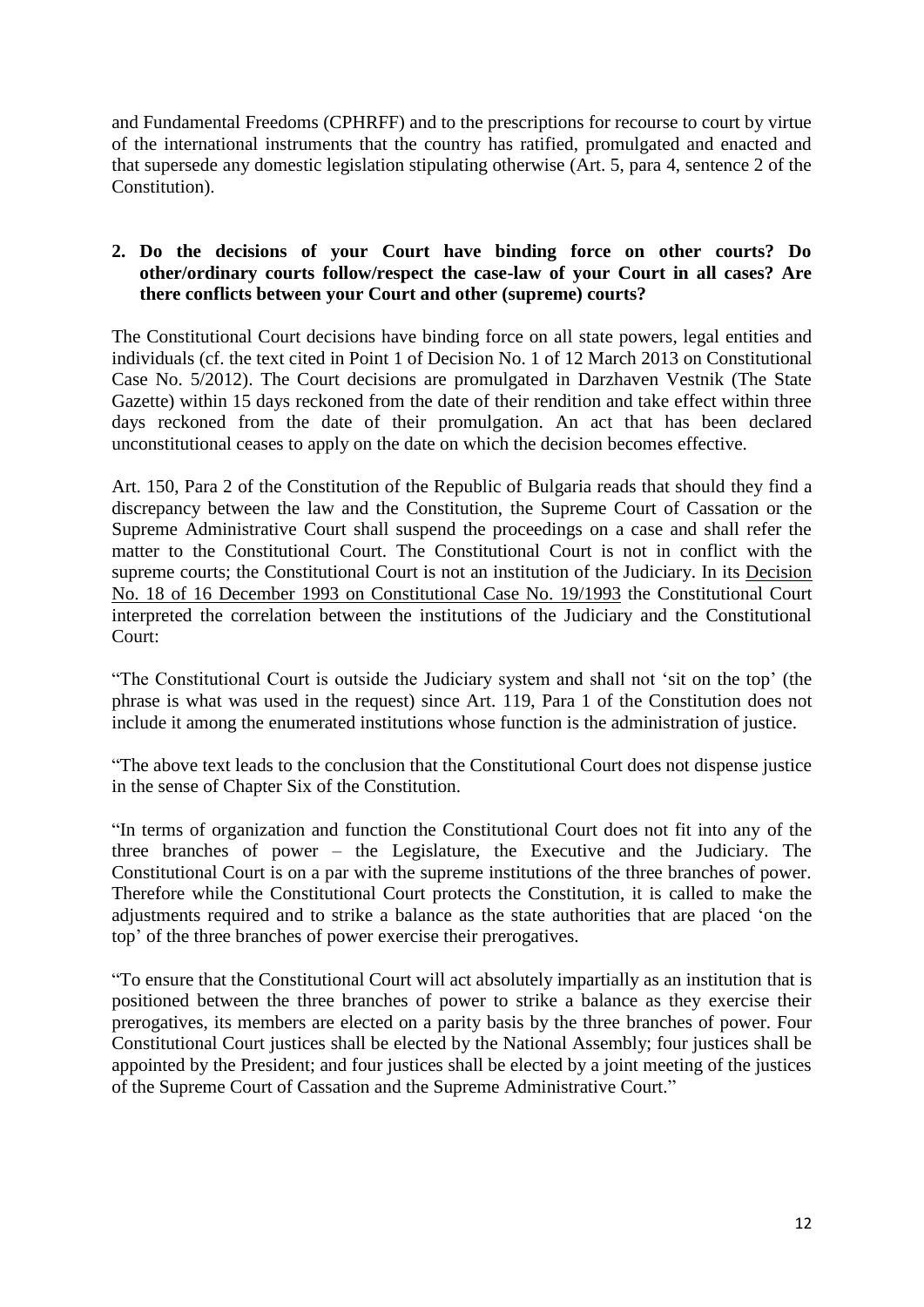and Fundamental Freedoms (CPHRFF) and to the prescriptions for recourse to court by virtue of the international instruments that the country has ratified, promulgated and enacted and that supersede any domestic legislation stipulating otherwise (Art. 5, para 4, sentence 2 of the Constitution).

**2. Do the decisions of your Court have binding force on other courts? Do other/ordinary courts follow/respect the case-law of your Court in all cases? Are there conflicts between your Court and other (supreme) courts?**

The Constitutional Court decisions have binding force on all state powers, legal entities and individuals (cf. the text cited in Point 1 of Decision No. 1 of 12 March 2013 on Constitutional Case No. 5/2012). The Court decisions are promulgated in Darzhaven Vestnik (The State Gazette) within 15 days reckoned from the date of their rendition and take effect within three days reckoned from the date of their promulgation. An act that has been declared unconstitutional ceases to apply on the date on which the decision becomes effective.

Art. 150, Para 2 of the Constitution of the Republic of Bulgaria reads that should they find a discrepancy between the law and the Constitution, the Supreme Court of Cassation or the Supreme Administrative Court shall suspend the proceedings on a case and shall refer the matter to the Constitutional Court. The Constitutional Court is not in conflict with the supreme courts; the Constitutional Court is not an institution of the Judiciary. In its Decision No. 18 of 16 December 1993 on Constitutional Case No. 19/1993 the Constitutional Court interpreted the correlation between the institutions of the Judiciary and the Constitutional Court:

"The Constitutional Court is outside the Judiciary system and shall not 'sit on the top' (the phrase is what was used in the request) since Art. 119, Para 1 of the Constitution does not include it among the enumerated institutions whose function is the administration of justice.

"The above text leads to the conclusion that the Constitutional Court does not dispense justice in the sense of Chapter Six of the Constitution.

"In terms of organization and function the Constitutional Court does not fit into any of the three branches of power – the Legislature, the Executive and the Judiciary. The Constitutional Court is on a par with the supreme institutions of the three branches of power. Therefore while the Constitutional Court protects the Constitution, it is called to make the adjustments required and to strike a balance as the state authorities that are placed 'on the top' of the three branches of power exercise their prerogatives.

"To ensure that the Constitutional Court will act absolutely impartially as an institution that is positioned between the three branches of power to strike a balance as they exercise their prerogatives, its members are elected on a parity basis by the three branches of power. Four Constitutional Court justices shall be elected by the National Assembly; four justices shall be appointed by the President; and four justices shall be elected by a joint meeting of the justices of the Supreme Court of Cassation and the Supreme Administrative Court."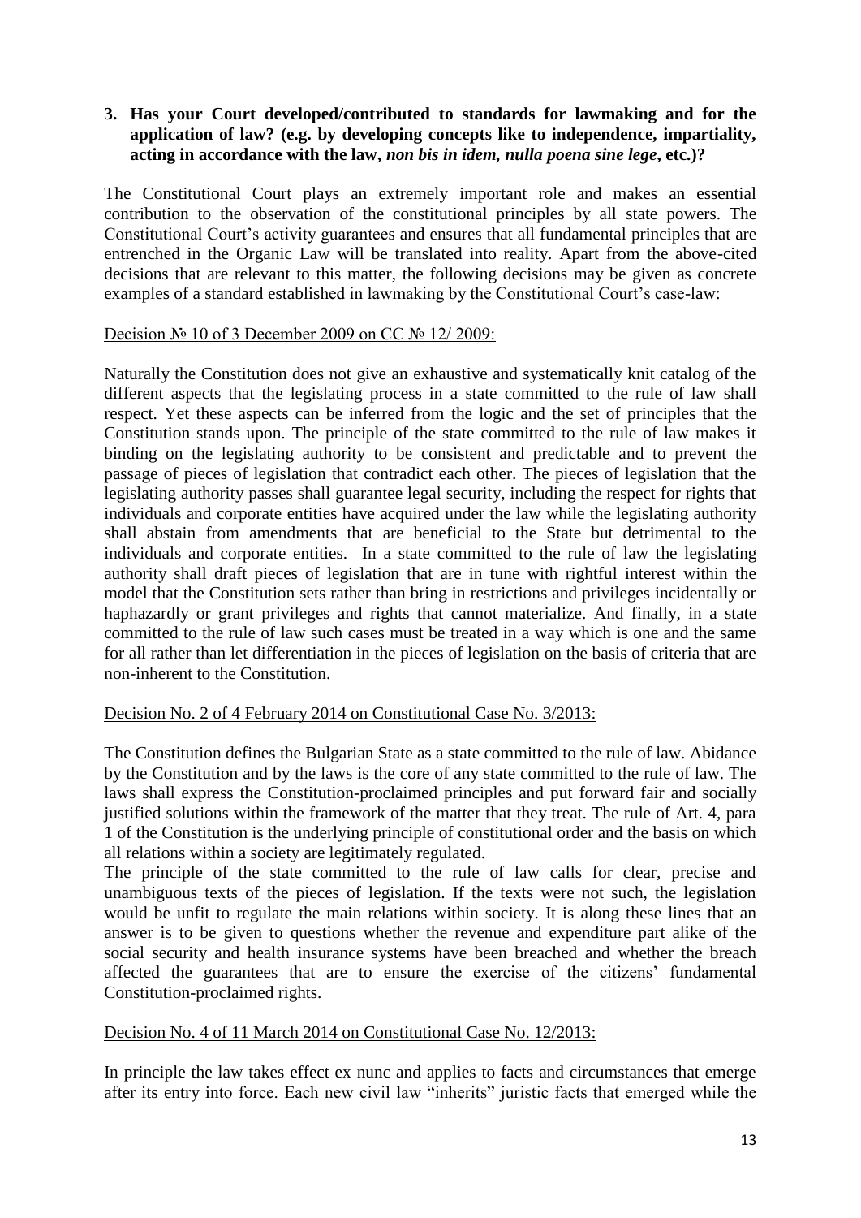**3. Has your Court developed/contributed to standards for lawmaking and for the application of law? (e.g. by developing concepts like to independence, impartiality, acting in accordance with the law, *non bis in idem*, *nulla poena sine lege*, etc.)?**

The Constitutional Court plays an extremely important role and makes an essential contribution to the observation of the constitutional principles by all state powers. The Constitutional Court's activity guarantees and ensures that all fundamental principles that are entrenched in the Organic Law will be translated into reality. Apart from the above-cited decisions that are relevant to this matter, the following decisions may be given as concrete examples of a standard established in lawmaking by the Constitutional Court's case-law:

Decision № 10 of 3 December 2009 on CC № 12/ 2009:

Naturally the Constitution does not give an exhaustive and systematically knit catalog of the different aspects that the legislating process in a state committed to the rule of law shall respect. Yet these aspects can be inferred from the logic and the set of principles that the Constitution stands upon. The principle of the state committed to the rule of law makes it binding on the legislating authority to be consistent and predictable and to prevent the passage of pieces of legislation that contradict each other. The pieces of legislation that the legislating authority passes shall guarantee legal security, including the respect for rights that individuals and corporate entities have acquired under the law while the legislating authority shall abstain from amendments that are beneficial to the State but detrimental to the individuals and corporate entities. In a state committed to the rule of law the legislating authority shall draft pieces of legislation that are in tune with rightful interest within the model that the Constitution sets rather than bring in restrictions and privileges incidentally or haphazardly or grant privileges and rights that cannot materialize. And finally, in a state committed to the rule of law such cases must be treated in a way which is one and the same for all rather than let differentiation in the pieces of legislation on the basis of criteria that are non-inherent to the Constitution.

Decision No. 2 of 4 February 2014 on Constitutional Case No. 3/2013:

The Constitution defines the Bulgarian State as a state committed to the rule of law. Abidance by the Constitution and by the laws is the core of any state committed to the rule of law. The laws shall express the Constitution-proclaimed principles and put forward fair and socially justified solutions within the framework of the matter that they treat. The rule of Art. 4, para 1 of the Constitution is the underlying principle of constitutional order and the basis on which all relations within a society are legitimately regulated.

The principle of the state committed to the rule of law calls for clear, precise and unambiguous texts of the pieces of legislation. If the texts were not such, the legislation would be unfit to regulate the main relations within society. It is along these lines that an answer is to be given to questions whether the revenue and expenditure part alike of the social security and health insurance systems have been breached and whether the breach affected the guarantees that are to ensure the exercise of the citizens' fundamental Constitution-proclaimed rights.

Decision No. 4 of 11 March 2014 on Constitutional Case No. 12/2013:

In principle the law takes effect ex nunc and applies to facts and circumstances that emerge after its entry into force. Each new civil law "inherits" juristic facts that emerged while the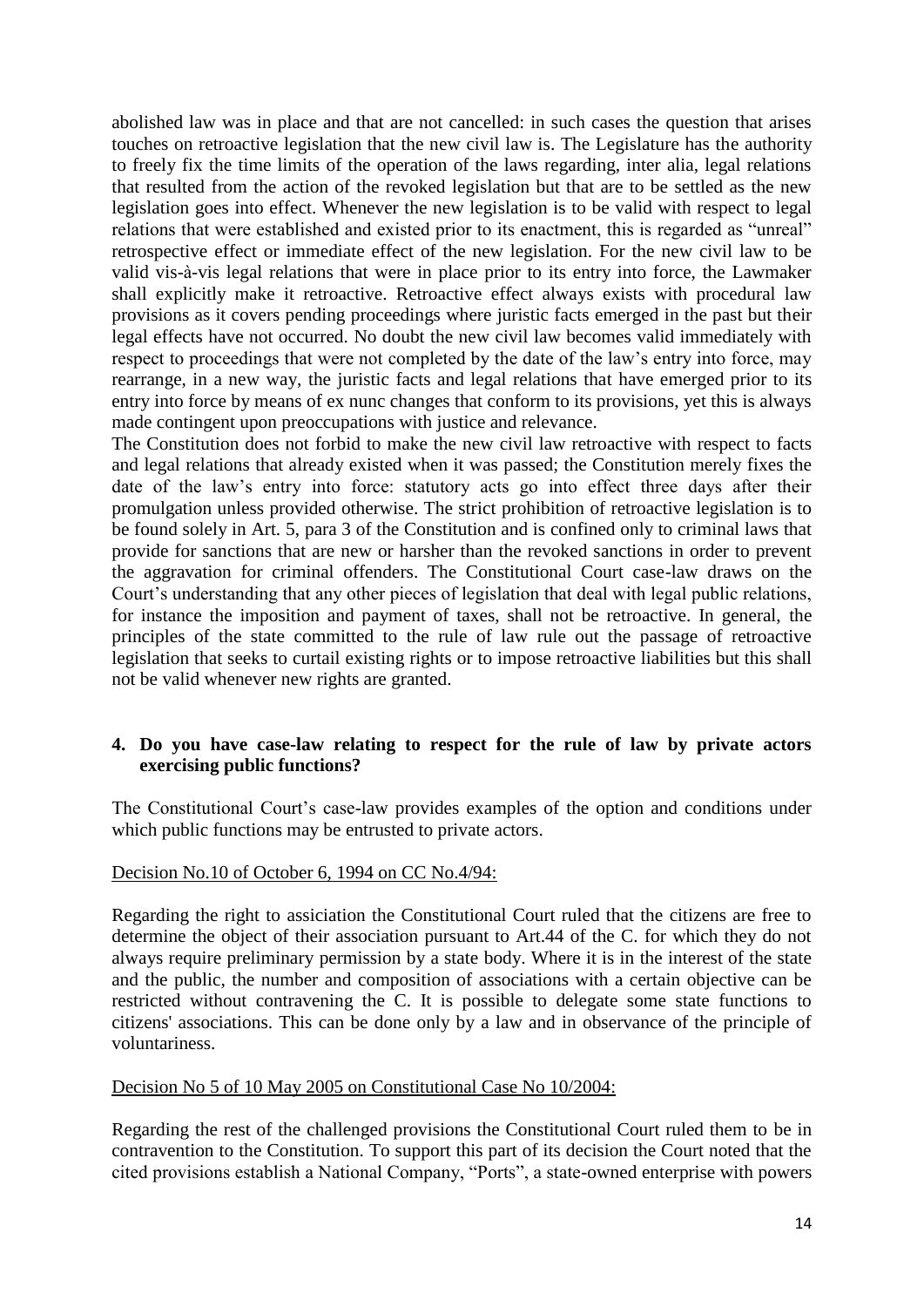abolished law was in place and that are not cancelled: in such cases the question that arises touches on retroactive legislation that the new civil law is. The Legislature has the authority to freely fix the time limits of the operation of the laws regarding, inter alia, legal relations that resulted from the action of the revoked legislation but that are to be settled as the new legislation goes into effect. Whenever the new legislation is to be valid with respect to legal relations that were established and existed prior to its enactment, this is regarded as "unreal" retrospective effect or immediate effect of the new legislation. For the new civil law to be valid vis-à-vis legal relations that were in place prior to its entry into force, the Lawmaker shall explicitly make it retroactive. Retroactive effect always exists with procedural law provisions as it covers pending proceedings where juristic facts emerged in the past but their legal effects have not occurred. No doubt the new civil law becomes valid immediately with respect to proceedings that were not completed by the date of the law's entry into force, may rearrange, in a new way, the juristic facts and legal relations that have emerged prior to its entry into force by means of ex nunc changes that conform to its provisions, yet this is always made contingent upon preoccupations with justice and relevance.

The Constitution does not forbid to make the new civil law retroactive with respect to facts and legal relations that already existed when it was passed; the Constitution merely fixes the date of the law's entry into force: statutory acts go into effect three days after their promulgation unless provided otherwise. The strict prohibition of retroactive legislation is to be found solely in Art. 5, para 3 of the Constitution and is confined only to criminal laws that provide for sanctions that are new or harsher than the revoked sanctions in order to prevent the aggravation for criminal offenders. The Constitutional Court case-law draws on the Court's understanding that any other pieces of legislation that deal with legal public relations, for instance the imposition and payment of taxes, shall not be retroactive. In general, the principles of the state committed to the rule of law rule out the passage of retroactive legislation that seeks to curtail existing rights or to impose retroactive liabilities but this shall not be valid whenever new rights are granted.

**4. Do you have case-law relating to respect for the rule of law by private actors exercising public functions?**

The Constitutional Court's case-law provides examples of the option and conditions under which public functions may be entrusted to private actors.

Decision No.10 of October 6, 1994 on CC No.4/94:

Regarding the right to assiciation the Constitutional Court ruled that the citizens are free to determine the object of their association pursuant to Art.44 of the C. for which they do not always require preliminary permission by a state body. Where it is in the interest of the state and the public, the number and composition of associations with a certain objective can be restricted without contravening the C. It is possible to delegate some state functions to citizens' associations. This can be done only by a law and in observance of the principle of voluntariness.

Decision No 5 of 10 May 2005 on Constitutional Case No 10/2004:

Regarding the rest of the challenged provisions the Constitutional Court ruled them to be in contravention to the Constitution. To support this part of its decision the Court noted that the cited provisions establish a National Company, "Ports", a state-owned enterprise with powers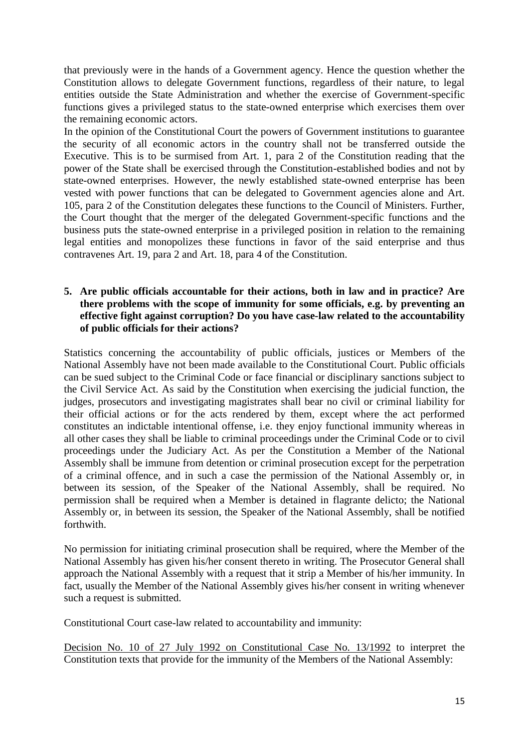that previously were in the hands of a Government agency. Hence the question whether the Constitution allows to delegate Government functions, regardless of their nature, to legal entities outside the State Administration and whether the exercise of Government-specific functions gives a privileged status to the state-owned enterprise which exercises them over the remaining economic actors.

In the opinion of the Constitutional Court the powers of Government institutions to guarantee the security of all economic actors in the country shall not be transferred outside the Executive. This is to be surmised from Art. 1, para 2 of the Constitution reading that the power of the State shall be exercised through the Constitution-established bodies and not by state-owned enterprises. However, the newly established state-owned enterprise has been vested with power functions that can be delegated to Government agencies alone and Art. 105, para 2 of the Constitution delegates these functions to the Council of Ministers. Further, the Court thought that the merger of the delegated Government-specific functions and the business puts the state-owned enterprise in a privileged position in relation to the remaining legal entities and monopolizes these functions in favor of the said enterprise and thus contravenes Art. 19, para 2 and Art. 18, para 4 of the Constitution.

**5. Are public officials accountable for their actions, both in law and in practice? Are there problems with the scope of immunity for some officials, e.g. by preventing an effective fight against corruption? Do you have case-law related to the accountability of public officials for their actions?**

Statistics concerning the accountability of public officials, justices or Members of the National Assembly have not been made available to the Constitutional Court. Public officials can be sued subject to the Criminal Code or face financial or disciplinary sanctions subject to the Civil Service Act. As said by the Constitution when exercising the judicial function, the judges, prosecutors and investigating magistrates shall bear no civil or criminal liability for their official actions or for the acts rendered by them, except where the act performed constitutes an indictable intentional offense, i.e. they enjoy functional immunity whereas in all other cases they shall be liable to criminal proceedings under the Criminal Code or to civil proceedings under the Judiciary Act. As per the Constitution a Member of the National Assembly shall be immune from detention or criminal prosecution except for the perpetration of a criminal offence, and in such a case the permission of the National Assembly or, in between its session, of the Speaker of the National Assembly, shall be required. No permission shall be required when a Member is detained in flagrante delicto; the National Assembly or, in between its session, the Speaker of the National Assembly, shall be notified forthwith.

No permission for initiating criminal prosecution shall be required, where the Member of the National Assembly has given his/her consent thereto in writing. The Prosecutor General shall approach the National Assembly with a request that it strip a Member of his/her immunity. In fact, usually the Member of the National Assembly gives his/her consent in writing whenever such a request is submitted.

Constitutional Court case-law related to accountability and immunity:

Decision No. 10 of 27 July 1992 on Constitutional Case No. 13/1992 to interpret the Constitution texts that provide for the immunity of the Members of the National Assembly: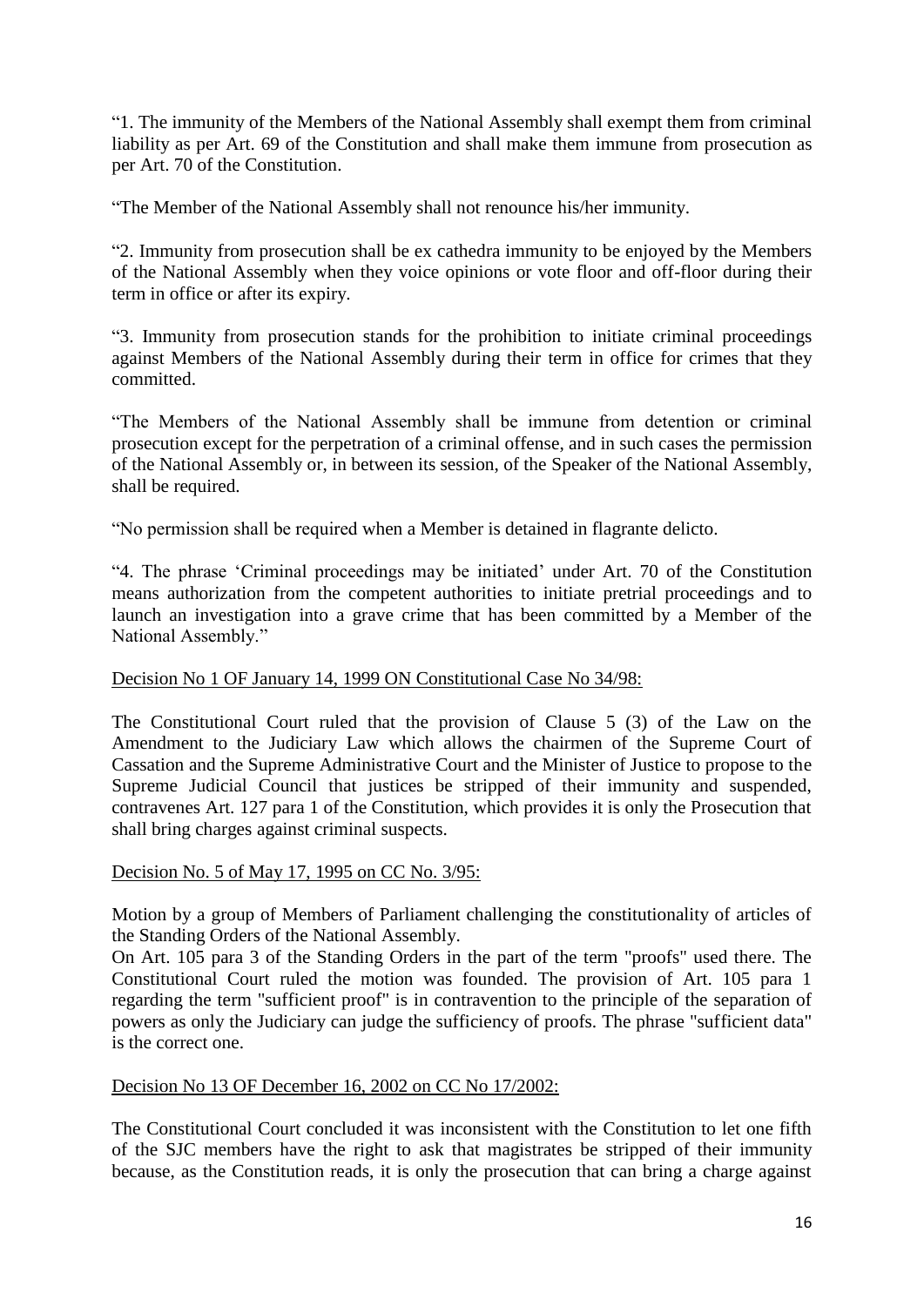"1. The immunity of the Members of the National Assembly shall exempt them from criminal liability as per Art. 69 of the Constitution and shall make them immune from prosecution as per Art. 70 of the Constitution.

"The Member of the National Assembly shall not renounce his/her immunity.

"2. Immunity from prosecution shall be ex cathedra immunity to be enjoyed by the Members of the National Assembly when they voice opinions or vote floor and off-floor during their term in office or after its expiry.

"3. Immunity from prosecution stands for the prohibition to initiate criminal proceedings against Members of the National Assembly during their term in office for crimes that they committed.

"The Members of the National Assembly shall be immune from detention or criminal prosecution except for the perpetration of a criminal offense, and in such cases the permission of the National Assembly or, in between its session, of the Speaker of the National Assembly, shall be required.

"No permission shall be required when a Member is detained in flagrante delicto.

"4. The phrase 'Criminal proceedings may be initiated' under Art. 70 of the Constitution means authorization from the competent authorities to initiate pretrial proceedings and to launch an investigation into a grave crime that has been committed by a Member of the National Assembly."

Decision No 1 OF January 14, 1999 ON Constitutional Case No 34/98:

The Constitutional Court ruled that the provision of Clause 5 (3) of the Law on the Amendment to the Judiciary Law which allows the chairmen of the Supreme Court of Cassation and the Supreme Administrative Court and the Minister of Justice to propose to the Supreme Judicial Council that justices be stripped of their immunity and suspended, contravenes Art. 127 para 1 of the Constitution, which provides it is only the Prosecution that shall bring charges against criminal suspects.

Decision No. 5 of May 17, 1995 on CC No. 3/95:

Motion by a group of Members of Parliament challenging the constitutionality of articles of the Standing Orders of the National Assembly.
On Art. 105 para 3 of the Standing Orders in the part of the term "proofs" used there. The Constitutional Court ruled the motion was founded. The provision of Art. 105 para 1 regarding the term "sufficient proof" is in contravention to the principle of the separation of powers as only the Judiciary can judge the sufficiency of proofs. The phrase "sufficient data" is the correct one.

Decision No 13 OF December 16, 2002 on CC No 17/2002:

The Constitutional Court concluded it was inconsistent with the Constitution to let one fifth of the SJC members have the right to ask that magistrates be stripped of their immunity because, as the Constitution reads, it is only the prosecution that can bring a charge against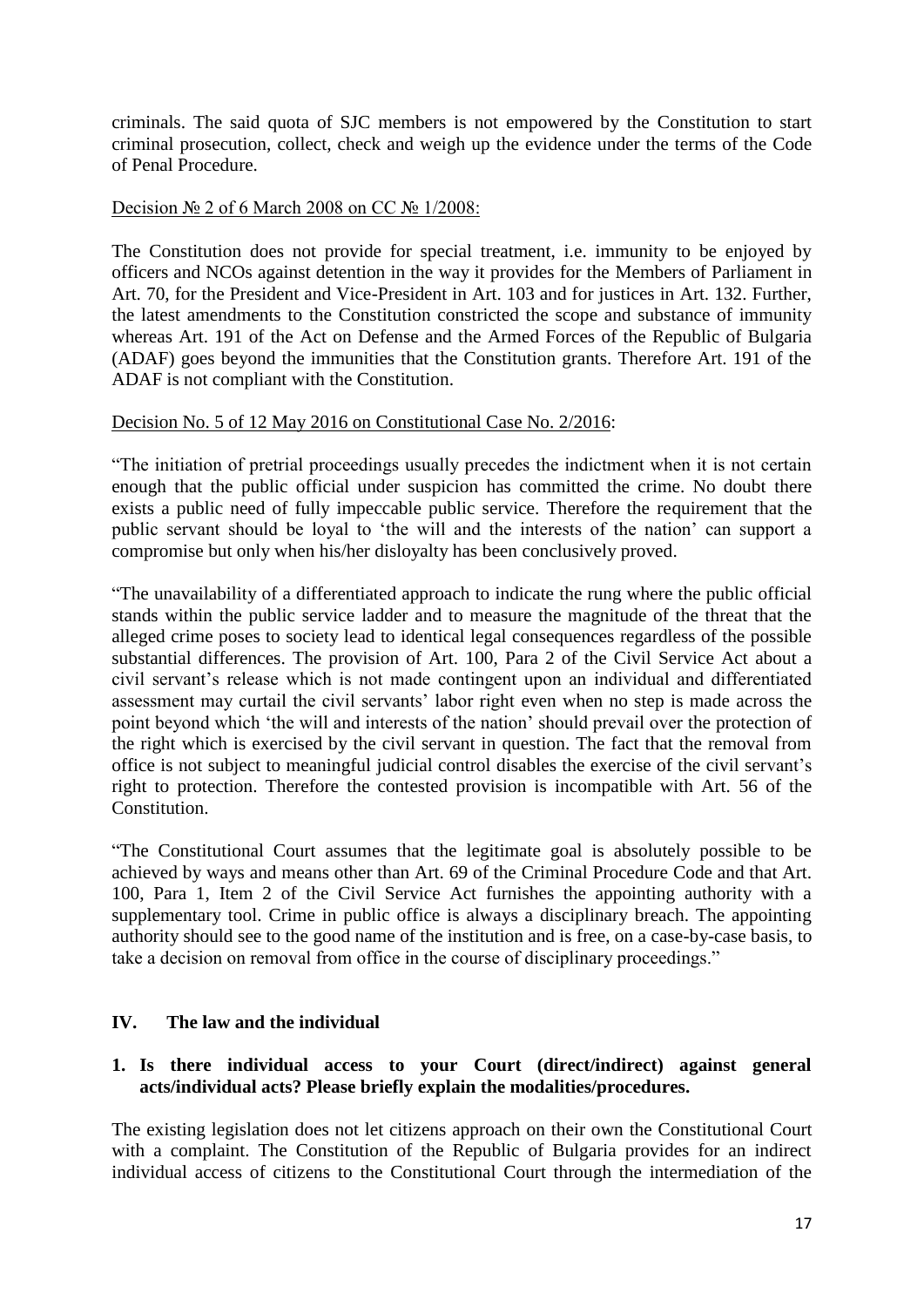criminals. The said quota of SJC members is not empowered by the Constitution to start criminal prosecution, collect, check and weigh up the evidence under the terms of the Code of Penal Procedure.

Decision № 2 of 6 March 2008 on CC № 1/2008:

The Constitution does not provide for special treatment, i.e. immunity to be enjoyed by officers and NCOs against detention in the way it provides for the Members of Parliament in Art. 70, for the President and Vice-President in Art. 103 and for justices in Art. 132. Further, the latest amendments to the Constitution constricted the scope and substance of immunity whereas Art. 191 of the Act on Defense and the Armed Forces of the Republic of Bulgaria (ADAF) goes beyond the immunities that the Constitution grants. Therefore Art. 191 of the ADAF is not compliant with the Constitution.

Decision No. 5 of 12 May 2016 on Constitutional Case No. 2/2016:

"The initiation of pretrial proceedings usually precedes the indictment when it is not certain enough that the public official under suspicion has committed the crime. No doubt there exists a public need of fully impeccable public service. Therefore the requirement that the public servant should be loyal to 'the will and the interests of the nation' can support a compromise but only when his/her disloyalty has been conclusively proved.

"The unavailability of a differentiated approach to indicate the rung where the public official stands within the public service ladder and to measure the magnitude of the threat that the alleged crime poses to society lead to identical legal consequences regardless of the possible substantial differences. The provision of Art. 100, Para 2 of the Civil Service Act about a civil servant's release which is not made contingent upon an individual and differentiated assessment may curtail the civil servants' labor right even when no step is made across the point beyond which 'the will and interests of the nation' should prevail over the protection of the right which is exercised by the civil servant in question. The fact that the removal from office is not subject to meaningful judicial control disables the exercise of the civil servant's right to protection. Therefore the contested provision is incompatible with Art. 56 of the Constitution.

"The Constitutional Court assumes that the legitimate goal is absolutely possible to be achieved by ways and means other than Art. 69 of the Criminal Procedure Code and that Art. 100, Para 1, Item 2 of the Civil Service Act furnishes the appointing authority with a supplementary tool. Crime in public office is always a disciplinary breach. The appointing authority should see to the good name of the institution and is free, on a case-by-case basis, to take a decision on removal from office in the course of disciplinary proceedings."

## IV. The law and the individual

**1. Is there individual access to your Court (direct/indirect) against general acts/individual acts? Please briefly explain the modalities/procedures.**

The existing legislation does not let citizens approach on their own the Constitutional Court with a complaint. The Constitution of the Republic of Bulgaria provides for an indirect individual access of citizens to the Constitutional Court through the intermediation of the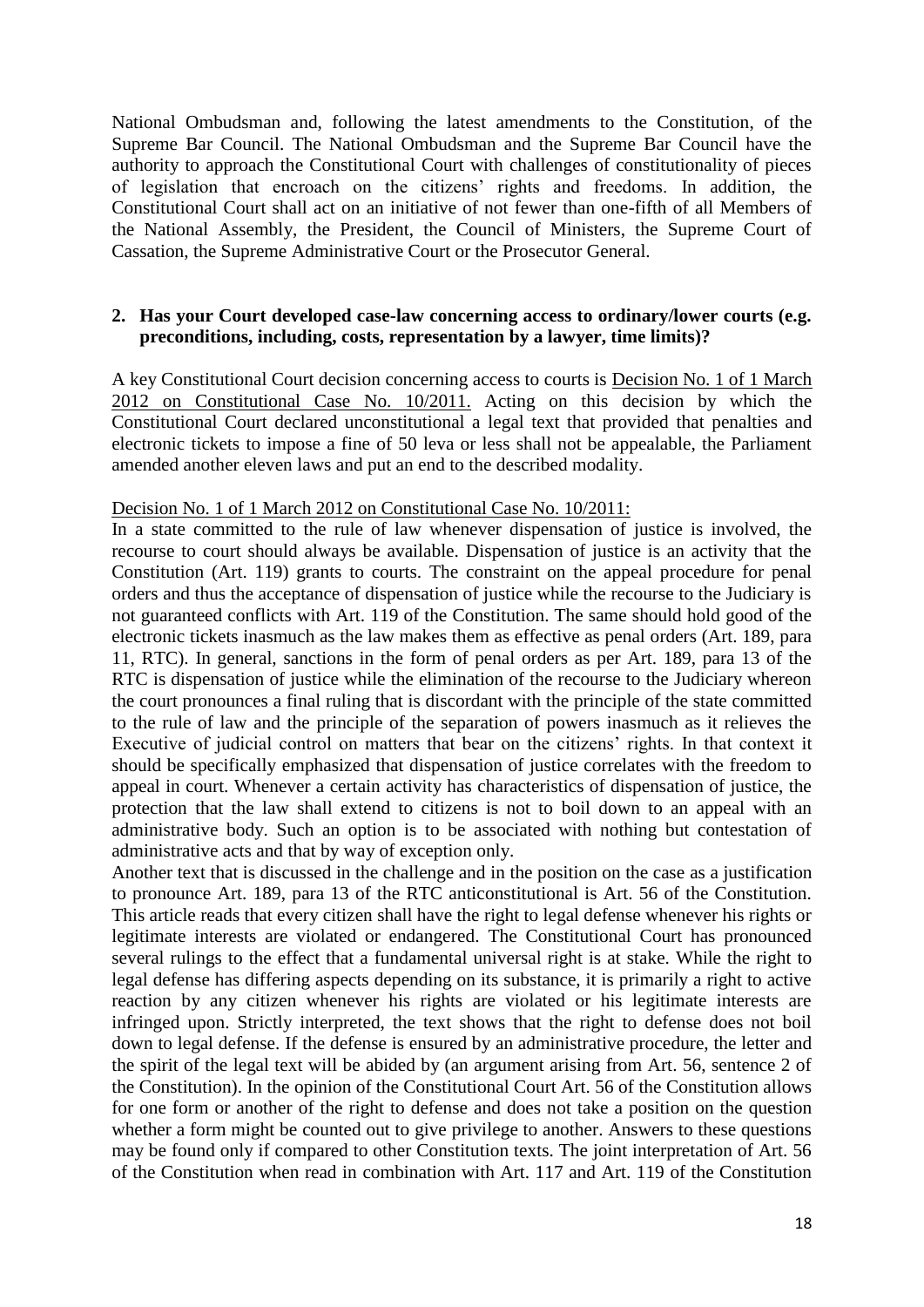National Ombudsman and, following the latest amendments to the Constitution, of the Supreme Bar Council. The National Ombudsman and the Supreme Bar Council have the authority to approach the Constitutional Court with challenges of constitutionality of pieces of legislation that encroach on the citizens' rights and freedoms. In addition, the Constitutional Court shall act on an initiative of not fewer than one-fifth of all Members of the National Assembly, the President, the Council of Ministers, the Supreme Court of Cassation, the Supreme Administrative Court or the Prosecutor General.

**2. Has your Court developed case-law concerning access to ordinary/lower courts (e.g. preconditions, including, costs, representation by a lawyer, time limits)?**

A key Constitutional Court decision concerning access to courts is Decision No. 1 of 1 March 2012 on Constitutional Case No. 10/2011. Acting on this decision by which the Constitutional Court declared unconstitutional a legal text that provided that penalties and electronic tickets to impose a fine of 50 leva or less shall not be appealable, the Parliament amended another eleven laws and put an end to the described modality.

Decision No. 1 of 1 March 2012 on Constitutional Case No. 10/2011:

In a state committed to the rule of law whenever dispensation of justice is involved, the recourse to court should always be available. Dispensation of justice is an activity that the Constitution (Art. 119) grants to courts. The constraint on the appeal procedure for penal orders and thus the acceptance of dispensation of justice while the recourse to the Judiciary is not guaranteed conflicts with Art. 119 of the Constitution. The same should hold good of the electronic tickets inasmuch as the law makes them as effective as penal orders (Art. 189, para 11, RTC). In general, sanctions in the form of penal orders as per Art. 189, para 13 of the RTC is dispensation of justice while the elimination of the recourse to the Judiciary whereon the court pronounces a final ruling that is discordant with the principle of the state committed to the rule of law and the principle of the separation of powers inasmuch as it relieves the Executive of judicial control on matters that bear on the citizens' rights. In that context it should be specifically emphasized that dispensation of justice correlates with the freedom to appeal in court. Whenever a certain activity has characteristics of dispensation of justice, the protection that the law shall extend to citizens is not to boil down to an appeal with an administrative body. Such an option is to be associated with nothing but contestation of administrative acts and that by way of exception only.

Another text that is discussed in the challenge and in the position on the case as a justification to pronounce Art. 189, para 13 of the RTC anticonstitutional is Art. 56 of the Constitution. This article reads that every citizen shall have the right to legal defense whenever his rights or legitimate interests are violated or endangered. The Constitutional Court has pronounced several rulings to the effect that a fundamental universal right is at stake. While the right to legal defense has differing aspects depending on its substance, it is primarily a right to active reaction by any citizen whenever his rights are violated or his legitimate interests are infringed upon. Strictly interpreted, the text shows that the right to defense does not boil down to legal defense. If the defense is ensured by an administrative procedure, the letter and the spirit of the legal text will be abided by (an argument arising from Art. 56, sentence 2 of the Constitution). In the opinion of the Constitutional Court Art. 56 of the Constitution allows for one form or another of the right to defense and does not take a position on the question whether a form might be counted out to give privilege to another. Answers to these questions may be found only if compared to other Constitution texts. The joint interpretation of Art. 56 of the Constitution when read in combination with Art. 117 and Art. 119 of the Constitution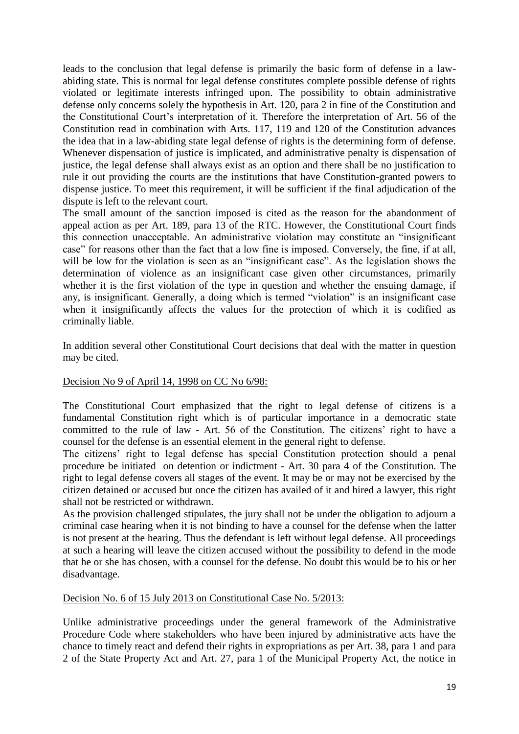leads to the conclusion that legal defense is primarily the basic form of defense in a law-abiding state. This is normal for legal defense constitutes complete possible defense of rights violated or legitimate interests infringed upon. The possibility to obtain administrative defense only concerns solely the hypothesis in Art. 120, para 2 in fine of the Constitution and the Constitutional Court's interpretation of it. Therefore the interpretation of Art. 56 of the Constitution read in combination with Arts. 117, 119 and 120 of the Constitution advances the idea that in a law-abiding state legal defense of rights is the determining form of defense. Whenever dispensation of justice is implicated, and administrative penalty is dispensation of justice, the legal defense shall always exist as an option and there shall be no justification to rule it out providing the courts are the institutions that have Constitution-granted powers to dispense justice. To meet this requirement, it will be sufficient if the final adjudication of the dispute is left to the relevant court.

The small amount of the sanction imposed is cited as the reason for the abandonment of appeal action as per Art. 189, para 13 of the RTC. However, the Constitutional Court finds this connection unacceptable. An administrative violation may constitute an "insignificant case" for reasons other than the fact that a low fine is imposed. Conversely, the fine, if at all, will be low for the violation is seen as an "insignificant case". As the legislation shows the determination of violence as an insignificant case given other circumstances, primarily whether it is the first violation of the type in question and whether the ensuing damage, if any, is insignificant. Generally, a doing which is termed "violation" is an insignificant case when it insignificantly affects the values for the protection of which it is codified as criminally liable.

In addition several other Constitutional Court decisions that deal with the matter in question may be cited.

<u>Decision No 9 of April 14, 1998 on CC No 6/98:</u>

The Constitutional Court emphasized that the right to legal defense of citizens is a fundamental Constitution right which is of particular importance in a democratic state committed to the rule of law - Art. 56 of the Constitution. The citizens' right to have a counsel for the defense is an essential element in the general right to defense.

The citizens' right to legal defense has special Constitution protection should a penal procedure be initiated on detention or indictment - Art. 30 para 4 of the Constitution. The right to legal defense covers all stages of the event. It may be or may not be exercised by the citizen detained or accused but once the citizen has availed of it and hired a lawyer, this right shall not be restricted or withdrawn.

As the provision challenged stipulates, the jury shall not be under the obligation to adjourn a criminal case hearing when it is not binding to have a counsel for the defense when the latter is not present at the hearing. Thus the defendant is left without legal defense. All proceedings at such a hearing will leave the citizen accused without the possibility to defend in the mode that he or she has chosen, with a counsel for the defense. No doubt this would be to his or her disadvantage.

<u>Decision No. 6 of 15 July 2013 on Constitutional Case No. 5/2013:</u>

Unlike administrative proceedings under the general framework of the Administrative Procedure Code where stakeholders who have been injured by administrative acts have the chance to timely react and defend their rights in expropriations as per Art. 38, para 1 and para 2 of the State Property Act and Art. 27, para 1 of the Municipal Property Act, the notice in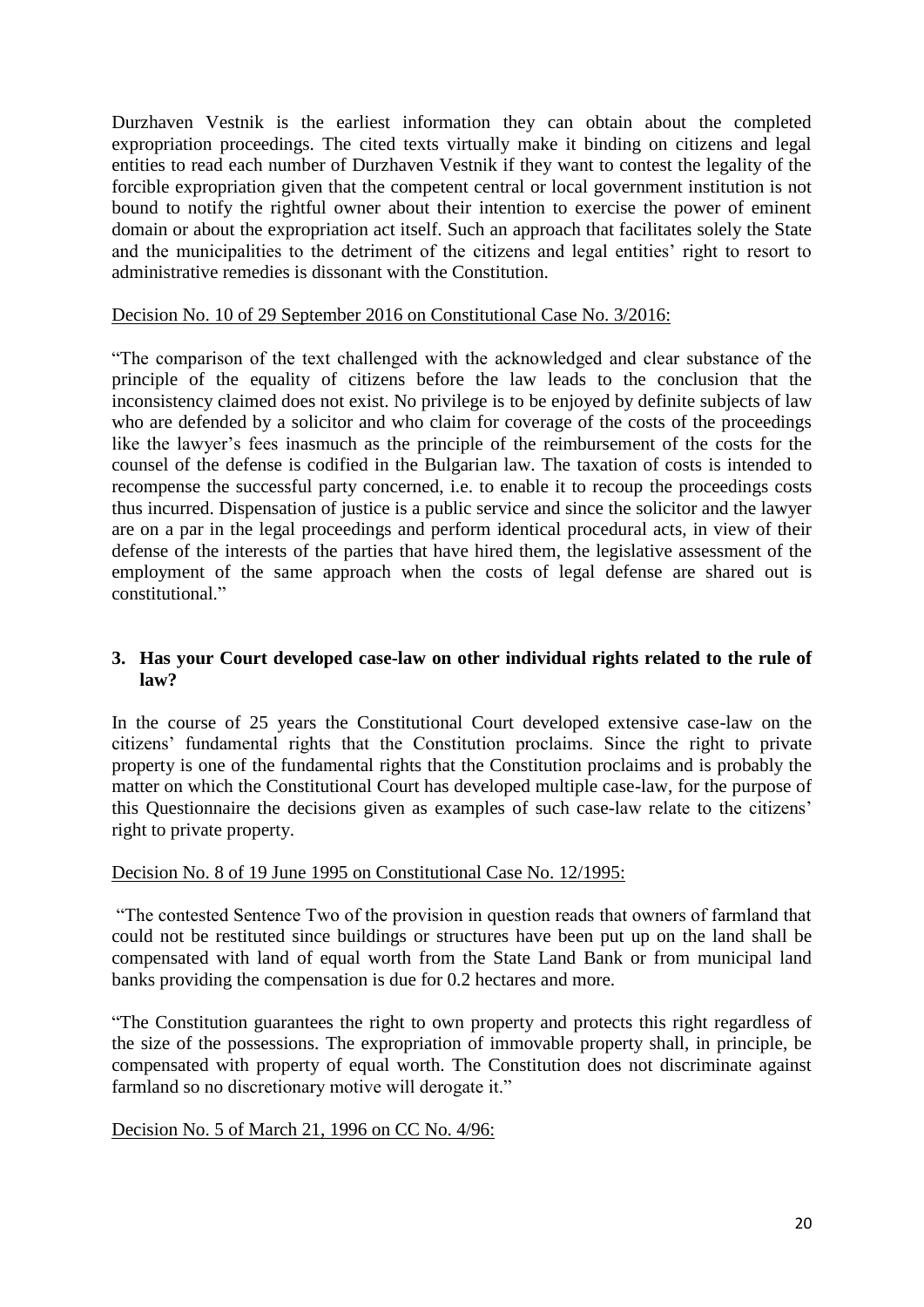Durzhaven Vestnik is the earliest information they can obtain about the completed expropriation proceedings. The cited texts virtually make it binding on citizens and legal entities to read each number of Durzhaven Vestnik if they want to contest the legality of the forcible expropriation given that the competent central or local government institution is not bound to notify the rightful owner about their intention to exercise the power of eminent domain or about the expropriation act itself. Such an approach that facilitates solely the State and the municipalities to the detriment of the citizens and legal entities' right to resort to administrative remedies is dissonant with the Constitution.

Decision No. 10 of 29 September 2016 on Constitutional Case No. 3/2016:

"The comparison of the text challenged with the acknowledged and clear substance of the principle of the equality of citizens before the law leads to the conclusion that the inconsistency claimed does not exist. No privilege is to be enjoyed by definite subjects of law who are defended by a solicitor and who claim for coverage of the costs of the proceedings like the lawyer's fees inasmuch as the principle of the reimbursement of the costs for the counsel of the defense is codified in the Bulgarian law. The taxation of costs is intended to recompense the successful party concerned, i.e. to enable it to recoup the proceedings costs thus incurred. Dispensation of justice is a public service and since the solicitor and the lawyer are on a par in the legal proceedings and perform identical procedural acts, in view of their defense of the interests of the parties that have hired them, the legislative assessment of the employment of the same approach when the costs of legal defense are shared out is constitutional."

**3. Has your Court developed case-law on other individual rights related to the rule of law?**

In the course of 25 years the Constitutional Court developed extensive case-law on the citizens' fundamental rights that the Constitution proclaims. Since the right to private property is one of the fundamental rights that the Constitution proclaims and is probably the matter on which the Constitutional Court has developed multiple case-law, for the purpose of this Questionnaire the decisions given as examples of such case-law relate to the citizens' right to private property.

Decision No. 8 of 19 June 1995 on Constitutional Case No. 12/1995:

"The contested Sentence Two of the provision in question reads that owners of farmland that could not be restituted since buildings or structures have been put up on the land shall be compensated with land of equal worth from the State Land Bank or from municipal land banks providing the compensation is due for 0.2 hectares and more.

"The Constitution guarantees the right to own property and protects this right regardless of the size of the possessions. The expropriation of immovable property shall, in principle, be compensated with property of equal worth. The Constitution does not discriminate against farmland so no discretionary motive will derogate it."

Decision No. 5 of March 21, 1996 on CC No. 4/96: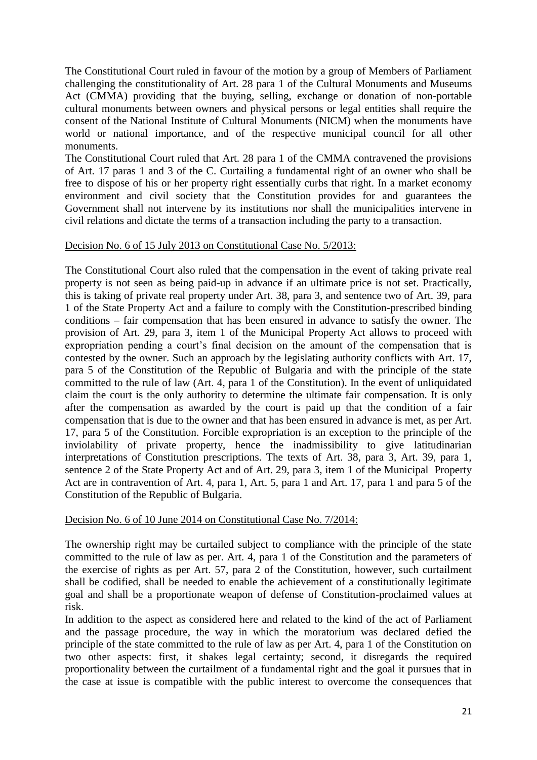The Constitutional Court ruled in favour of the motion by a group of Members of Parliament challenging the constitutionality of Art. 28 para 1 of the Cultural Monuments and Museums Act (CMMA) providing that the buying, selling, exchange or donation of non-portable cultural monuments between owners and physical persons or legal entities shall require the consent of the National Institute of Cultural Monuments (NICM) when the monuments have world or national importance, and of the respective municipal council for all other monuments.

The Constitutional Court ruled that Art. 28 para 1 of the CMMA contravened the provisions of Art. 17 paras 1 and 3 of the C. Curtailing a fundamental right of an owner who shall be free to dispose of his or her property right essentially curbs that right. In a market economy environment and civil society that the Constitution provides for and guarantees the Government shall not intervene by its institutions nor shall the municipalities intervene in civil relations and dictate the terms of a transaction including the party to a transaction.

<u>Decision No. 6 of 15 July 2013 on Constitutional Case No. 5/2013:</u>

The Constitutional Court also ruled that the compensation in the event of taking private real property is not seen as being paid-up in advance if an ultimate price is not set. Practically, this is taking of private real property under Art. 38, para 3, and sentence two of Art. 39, para 1 of the State Property Act and a failure to comply with the Constitution-prescribed binding conditions – fair compensation that has been ensured in advance to satisfy the owner. The provision of Art. 29, para 3, item 1 of the Municipal Property Act allows to proceed with expropriation pending a court's final decision on the amount of the compensation that is contested by the owner. Such an approach by the legislating authority conflicts with Art. 17, para 5 of the Constitution of the Republic of Bulgaria and with the principle of the state committed to the rule of law (Art. 4, para 1 of the Constitution). In the event of unliquidated claim the court is the only authority to determine the ultimate fair compensation. It is only after the compensation as awarded by the court is paid up that the condition of a fair compensation that is due to the owner and that has been ensured in advance is met, as per Art. 17, para 5 of the Constitution. Forcible expropriation is an exception to the principle of the inviolability of private property, hence the inadmissibility to give latitudinarian interpretations of Constitution prescriptions. The texts of Art. 38, para 3, Art. 39, para 1, sentence 2 of the State Property Act and of Art. 29, para 3, item 1 of the Municipal Property Act are in contravention of Art. 4, para 1, Art. 5, para 1 and Art. 17, para 1 and para 5 of the Constitution of the Republic of Bulgaria.

<u>Decision No. 6 of 10 June 2014 on Constitutional Case No. 7/2014:</u>

The ownership right may be curtailed subject to compliance with the principle of the state committed to the rule of law as per. Art. 4, para 1 of the Constitution and the parameters of the exercise of rights as per Art. 57, para 2 of the Constitution, however, such curtailment shall be codified, shall be needed to enable the achievement of a constitutionally legitimate goal and shall be a proportionate weapon of defense of Constitution-proclaimed values at risk.

In addition to the aspect as considered here and related to the kind of the act of Parliament and the passage procedure, the way in which the moratorium was declared defied the principle of the state committed to the rule of law as per Art. 4, para 1 of the Constitution on two other aspects: first, it shakes legal certainty; second, it disregards the required proportionality between the curtailment of a fundamental right and the goal it pursues that in the case at issue is compatible with the public interest to overcome the consequences that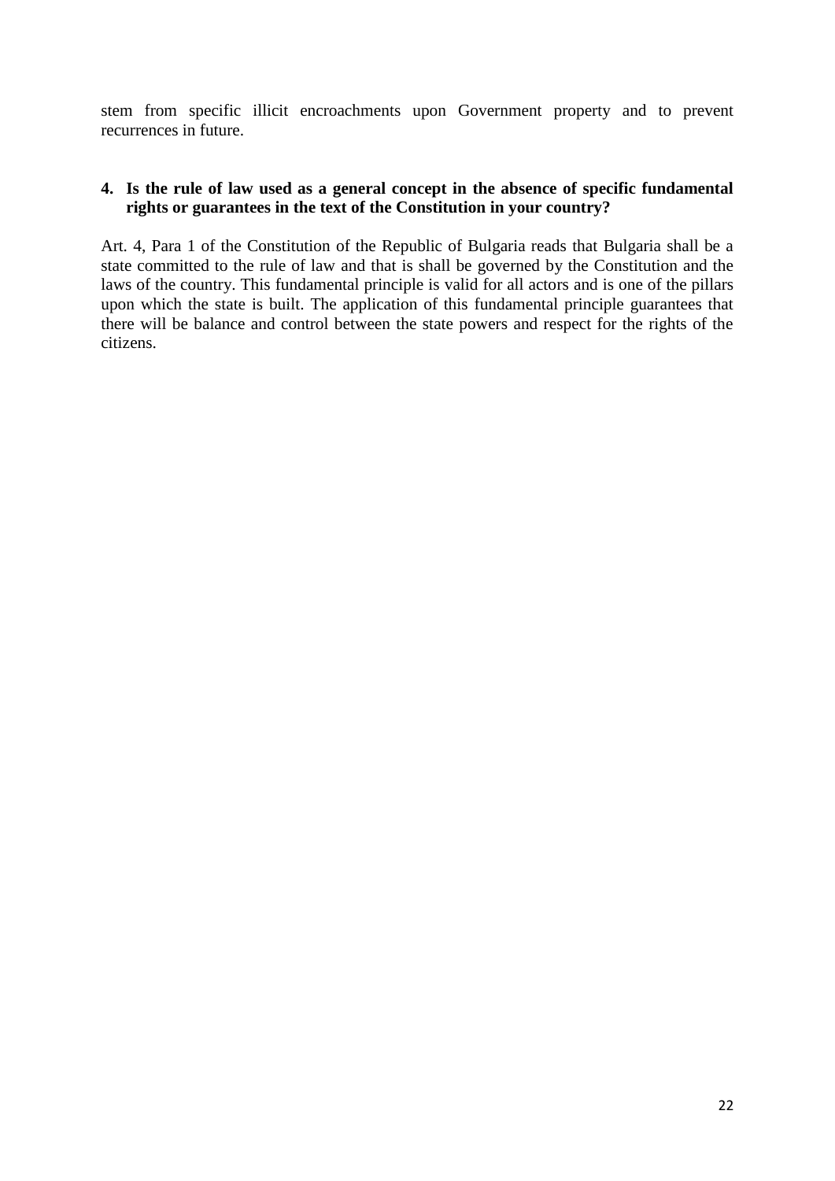stem from specific illicit encroachments upon Government property and to prevent recurrences in future.

**4. Is the rule of law used as a general concept in the absence of specific fundamental rights or guarantees in the text of the Constitution in your country?**

Art. 4, Para 1 of the Constitution of the Republic of Bulgaria reads that Bulgaria shall be a state committed to the rule of law and that is shall be governed by the Constitution and the laws of the country. This fundamental principle is valid for all actors and is one of the pillars upon which the state is built. The application of this fundamental principle guarantees that there will be balance and control between the state powers and respect for the rights of the citizens.